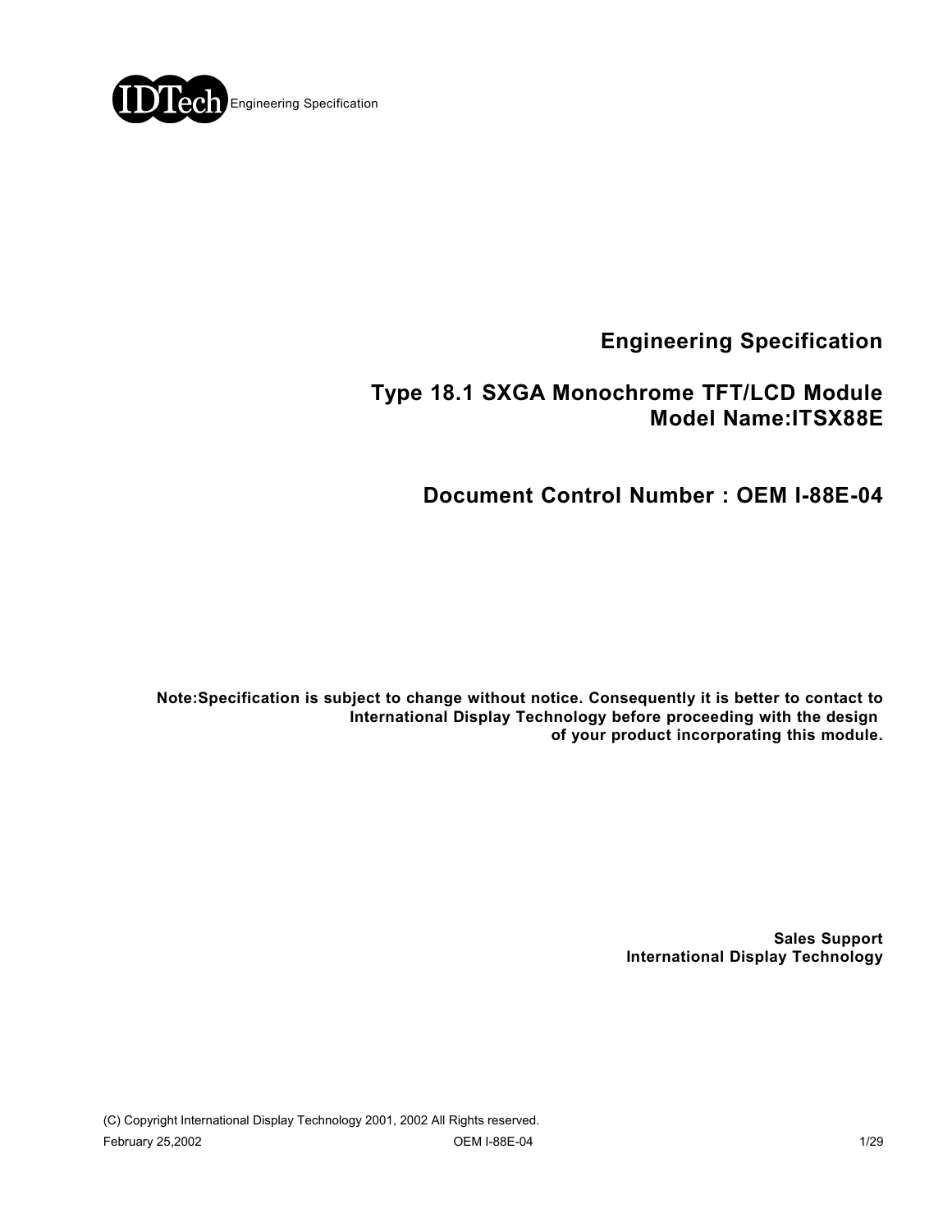# Engineering Specification

## Type 18.1 SXGA Monochrome TFT/LCD Module
## Model Name:ITSX88E

## Document Control Number : OEM I-88E-04

**Note:Specification is subject to change without notice. Consequently it is better to contact to International Display Technology before proceeding with the design of your product incorporating this module.**

**Sales Support**
**International Display Technology**

(C) Copyright International Display Technology 2001, 2002 All Rights reserved.

February 25,2002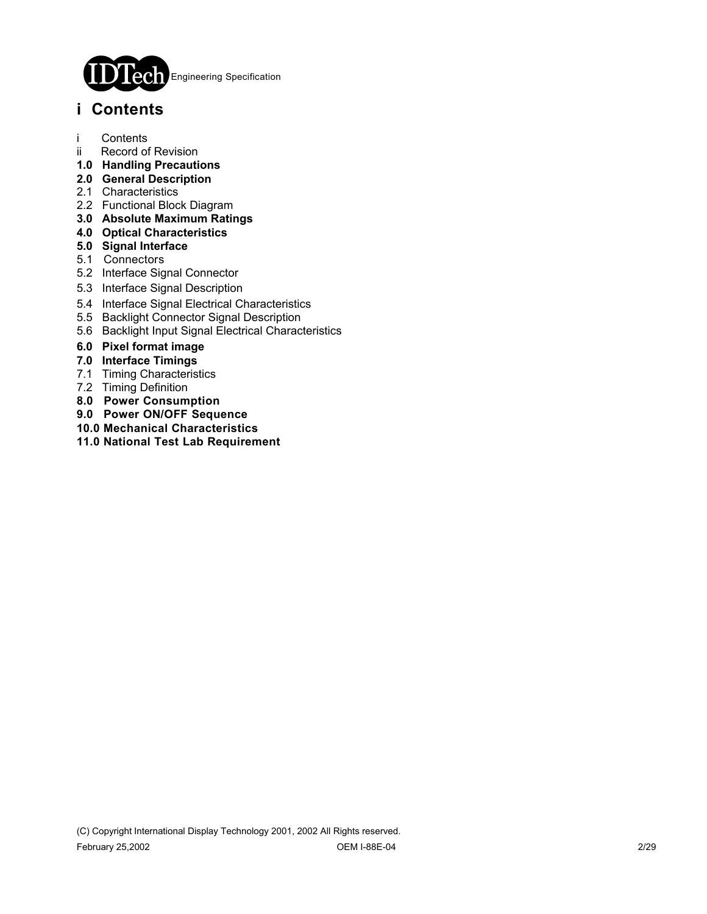# i Contents

i Contents
ii Record of Revision
**1.0 Handling Precautions**
**2.0 General Description**
2.1 Characteristics
2.2 Functional Block Diagram
**3.0 Absolute Maximum Ratings**
**4.0 Optical Characteristics**
**5.0 Signal Interface**
5.1 Connectors
5.2 Interface Signal Connector
5.3 Interface Signal Description
5.4 Interface Signal Electrical Characteristics
5.5 Backlight Connector Signal Description
5.6 Backlight Input Signal Electrical Characteristics
**6.0 Pixel format image**
**7.0 Interface Timings**
7.1 Timing Characteristics
7.2 Timing Definition
**8.0 Power Consumption**
**9.0 Power ON/OFF Sequence**
**10.0 Mechanical Characteristics**
**11.0 National Test Lab Requirement**

(C) Copyright International Display Technology 2001, 2002 All Rights reserved.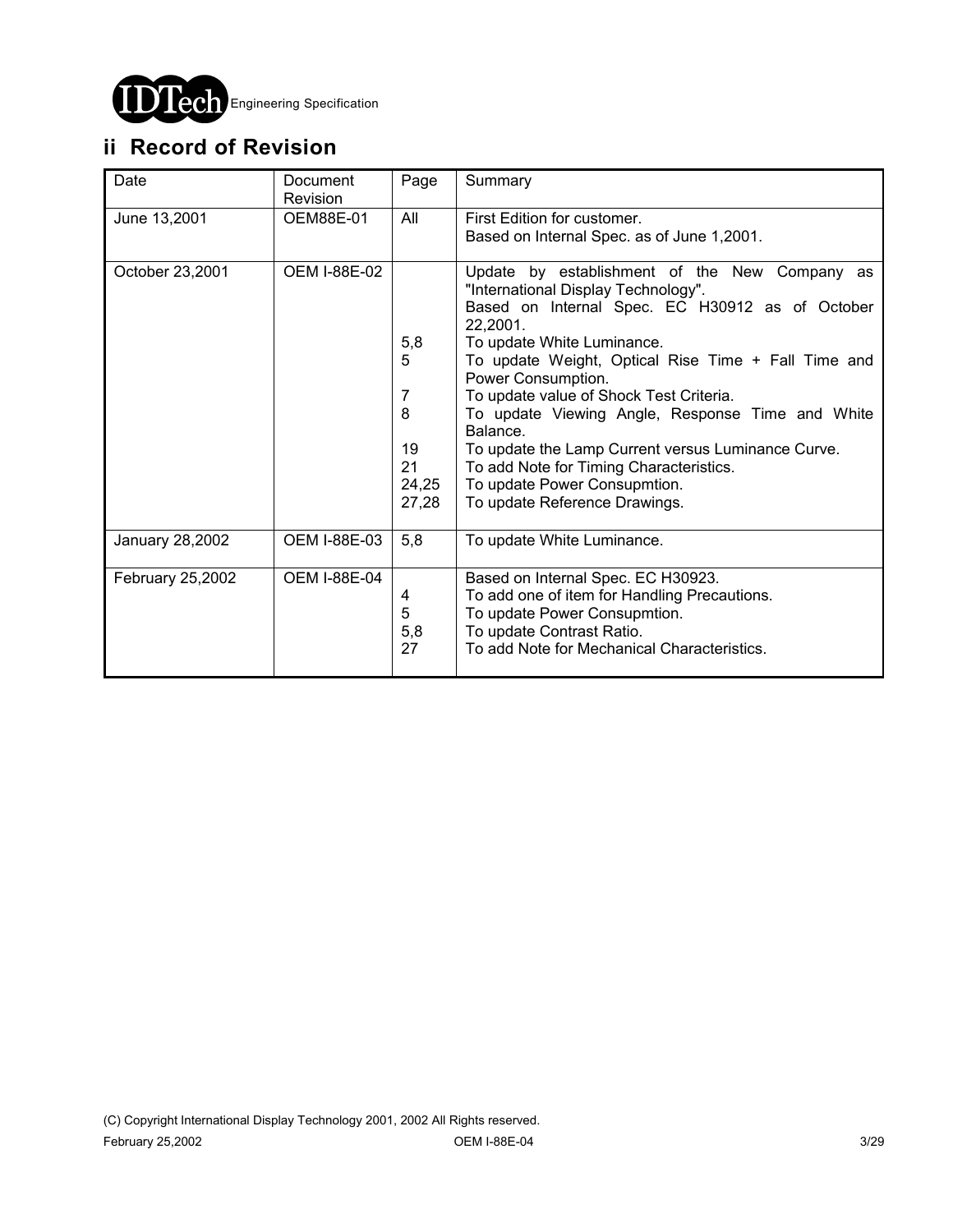## ii Record of Revision

| Date | Document Revision | Page | Summary |
|---|---|---|---|
| June 13,2001 | OEM88E-01 | All | First Edition for customer.<br>Based on Internal Spec. as of June 1,2001. |
| October 23,2001 | OEM I-88E-02 | <br><br><br>5,8<br>5<br><br>7<br>8<br><br>19<br>21<br>24,25<br>27,28 | Update by establishment of the New Company as "International Display Technology".<br>Based on Internal Spec. EC H30912 as of October 22,2001.<br>To update White Luminance.<br>To update Weight, Optical Rise Time + Fall Time and Power Consumption.<br>To update value of Shock Test Criteria.<br>To update Viewing Angle, Response Time and White Balance.<br>To update the Lamp Current versus Luminance Curve.<br>To add Note for Timing Characteristics.<br>To update Power Consupmtion.<br>To update Reference Drawings. |
| January 28,2002 | OEM I-88E-03 | 5,8 | To update White Luminance. |
| February 25,2002 | OEM I-88E-04 | <br>4<br>5<br>5,8<br>27 | Based on Internal Spec. EC H30923.<br>To add one of item for Handling Precautions.<br>To update Power Consupmtion.<br>To update Contrast Ratio.<br>To add Note for Mechanical Characteristics. |

(C) Copyright International Display Technology 2001, 2002 All Rights reserved.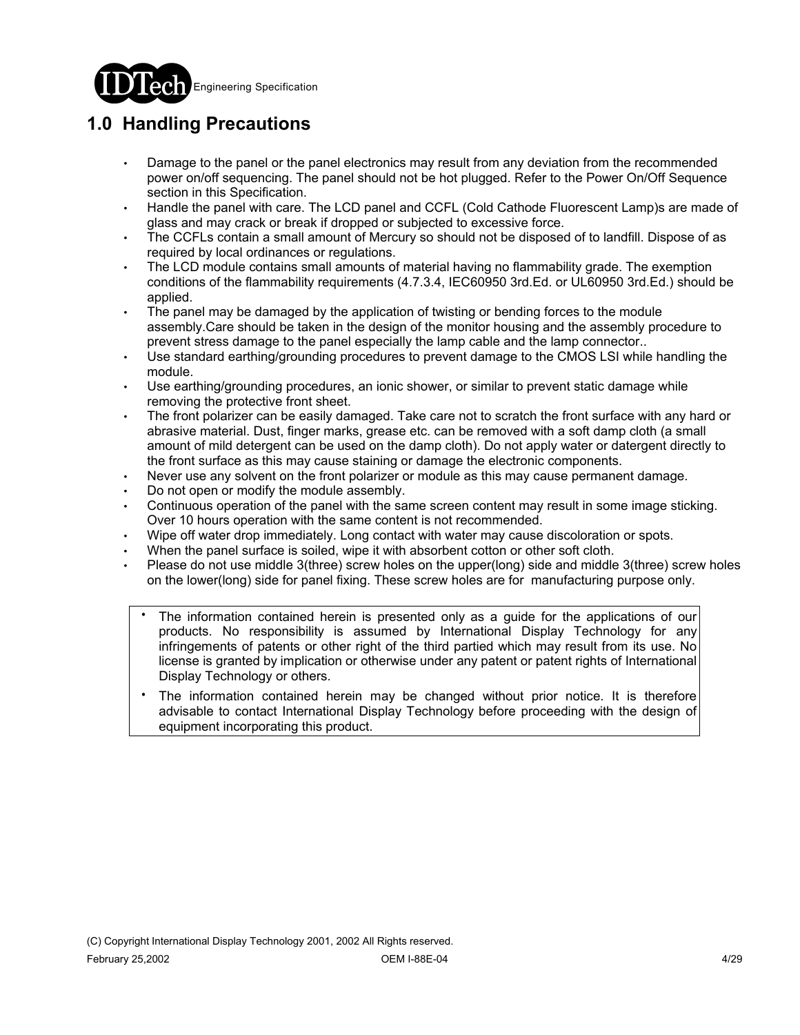# 1.0 Handling Precautions

- Damage to the panel or the panel electronics may result from any deviation from the recommended power on/off sequencing. The panel should not be hot plugged. Refer to the Power On/Off Sequence section in this Specification.
- Handle the panel with care. The LCD panel and CCFL (Cold Cathode Fluorescent Lamp)s are made of glass and may crack or break if dropped or subjected to excessive force.
- The CCFLs contain a small amount of Mercury so should not be disposed of to landfill. Dispose of as required by local ordinances or regulations.
- The LCD module contains small amounts of material having no flammability grade. The exemption conditions of the flammability requirements (4.7.3.4, IEC60950 3rd.Ed. or UL60950 3rd.Ed.) should be applied.
- The panel may be damaged by the application of twisting or bending forces to the module assembly.Care should be taken in the design of the monitor housing and the assembly procedure to prevent stress damage to the panel especially the lamp cable and the lamp connector..
- Use standard earthing/grounding procedures to prevent damage to the CMOS LSI while handling the module.
- Use earthing/grounding procedures, an ionic shower, or similar to prevent static damage while removing the protective front sheet.
- The front polarizer can be easily damaged. Take care not to scratch the front surface with any hard or abrasive material. Dust, finger marks, grease etc. can be removed with a soft damp cloth (a small amount of mild detergent can be used on the damp cloth). Do not apply water or datergent directly to the front surface as this may cause staining or damage the electronic components.
- Never use any solvent on the front polarizer or module as this may cause permanent damage.
- Do not open or modify the module assembly.
- Continuous operation of the panel with the same screen content may result in some image sticking. Over 10 hours operation with the same content is not recommended.
- Wipe off water drop immediately. Long contact with water may cause discoloration or spots.
- When the panel surface is soiled, wipe it with absorbent cotton or other soft cloth.
- Please do not use middle 3(three) screw holes on the upper(long) side and middle 3(three) screw holes on the lower(long) side for panel fixing. These screw holes are for manufacturing purpose only.

---

- The information contained herein is presented only as a guide for the applications of our products. No responsibility is assumed by International Display Technology for any infringements of patents or other right of the third partied which may result from its use. No license is granted by implication or otherwise under any patent or patent rights of International Display Technology or others.
- The information contained herein may be changed without prior notice. It is therefore advisable to contact International Display Technology before proceeding with the design of equipment incorporating this product.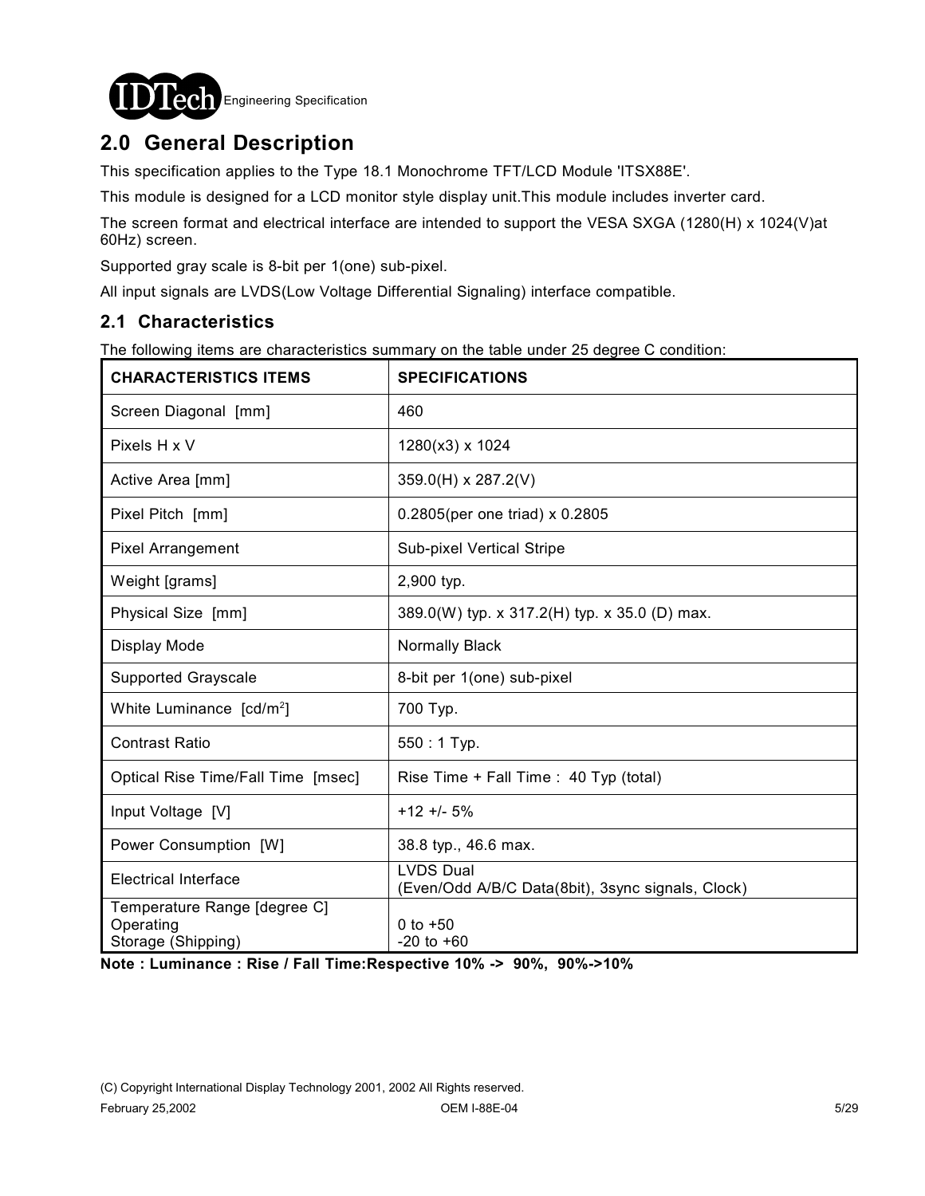## 2.0 General Description

This specification applies to the Type 18.1 Monochrome TFT/LCD Module 'ITSX88E'.

This module is designed for a LCD monitor style display unit.This module includes inverter card.

The screen format and electrical interface are intended to support the VESA SXGA (1280(H) x 1024(V)at 60Hz) screen.

Supported gray scale is 8-bit per 1(one) sub-pixel.

All input signals are LVDS(Low Voltage Differential Signaling) interface compatible.

### 2.1 Characteristics

The following items are characteristics summary on the table under 25 degree C condition:

| CHARACTERISTICS ITEMS | SPECIFICATIONS |
|---|---|
| Screen Diagonal [mm] | 460 |
| Pixels H x V | 1280(x3) x 1024 |
| Active Area [mm] | 359.0(H) x 287.2(V) |
| Pixel Pitch [mm] | 0.2805(per one triad) x 0.2805 |
| Pixel Arrangement | Sub-pixel Vertical Stripe |
| Weight [grams] | 2,900 typ. |
| Physical Size [mm] | 389.0(W) typ. x 317.2(H) typ. x 35.0 (D) max. |
| Display Mode | Normally Black |
| Supported Grayscale | 8-bit per 1(one) sub-pixel |
| White Luminance [cd/m$^2$] | 700 Typ. |
| Contrast Ratio | 550 : 1 Typ. |
| Optical Rise Time/Fall Time [msec] | Rise Time + Fall Time : 40 Typ (total) |
| Input Voltage [V] | +12 +/- 5% |
| Power Consumption [W] | 38.8 typ., 46.6 max. |
| Electrical Interface | LVDS Dual<br>(Even/Odd A/B/C Data(8bit), 3sync signals, Clock) |
| Temperature Range [degree C]<br>Operating<br>Storage (Shipping) | <br>0 to +50<br>-20 to +60 |

**Note : Luminance : Rise / Fall Time:Respective 10% -> 90%, 90%->10%**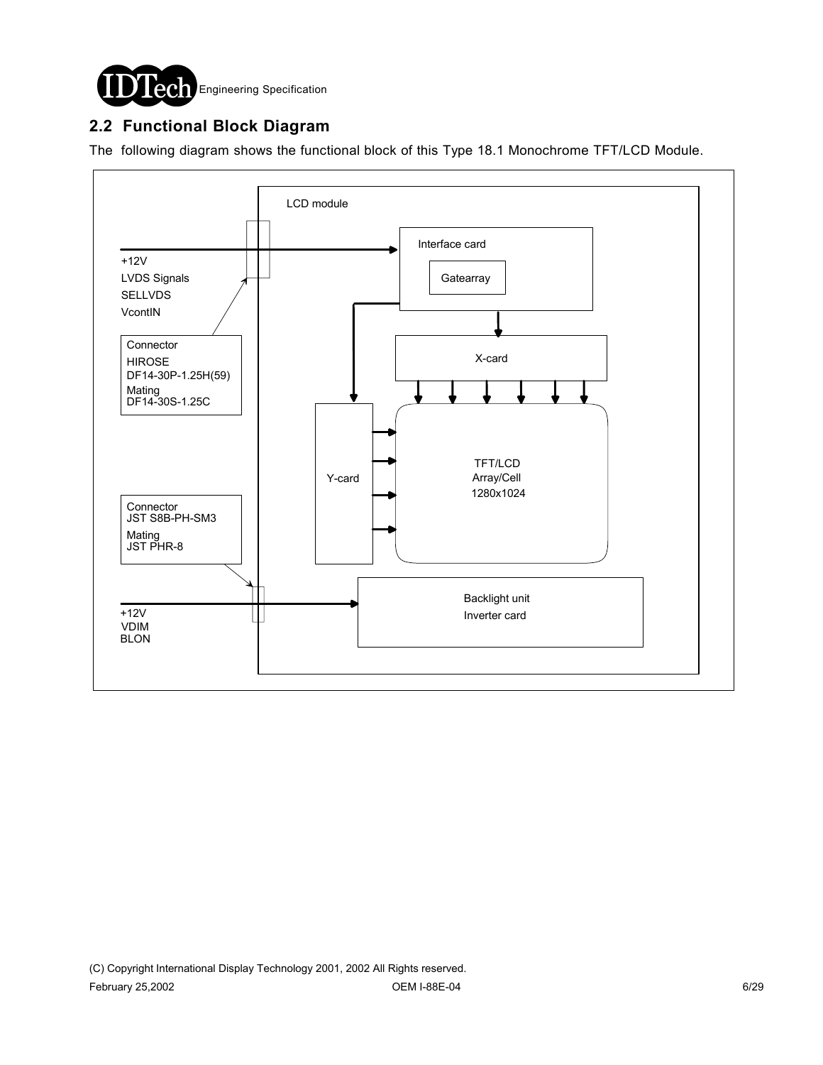## 2.2 Functional Block Diagram

The following diagram shows the functional block of this Type 18.1 Monochrome TFT/LCD Module.

LCD module

+12V
LVDS Signals
SELLVDS
VcontIN

Connector
HIROSE
DF14-30P-1.25H(59)
Mating
DF14-30S-1.25C

Interface card

Gatearray

X-card

Y-card

TFT/LCD
Array/Cell
1280x1024

Connector
JST S8B-PH-SM3
Mating
JST PHR-8

+12V
VDIM
BLON

Backlight unit
Inverter card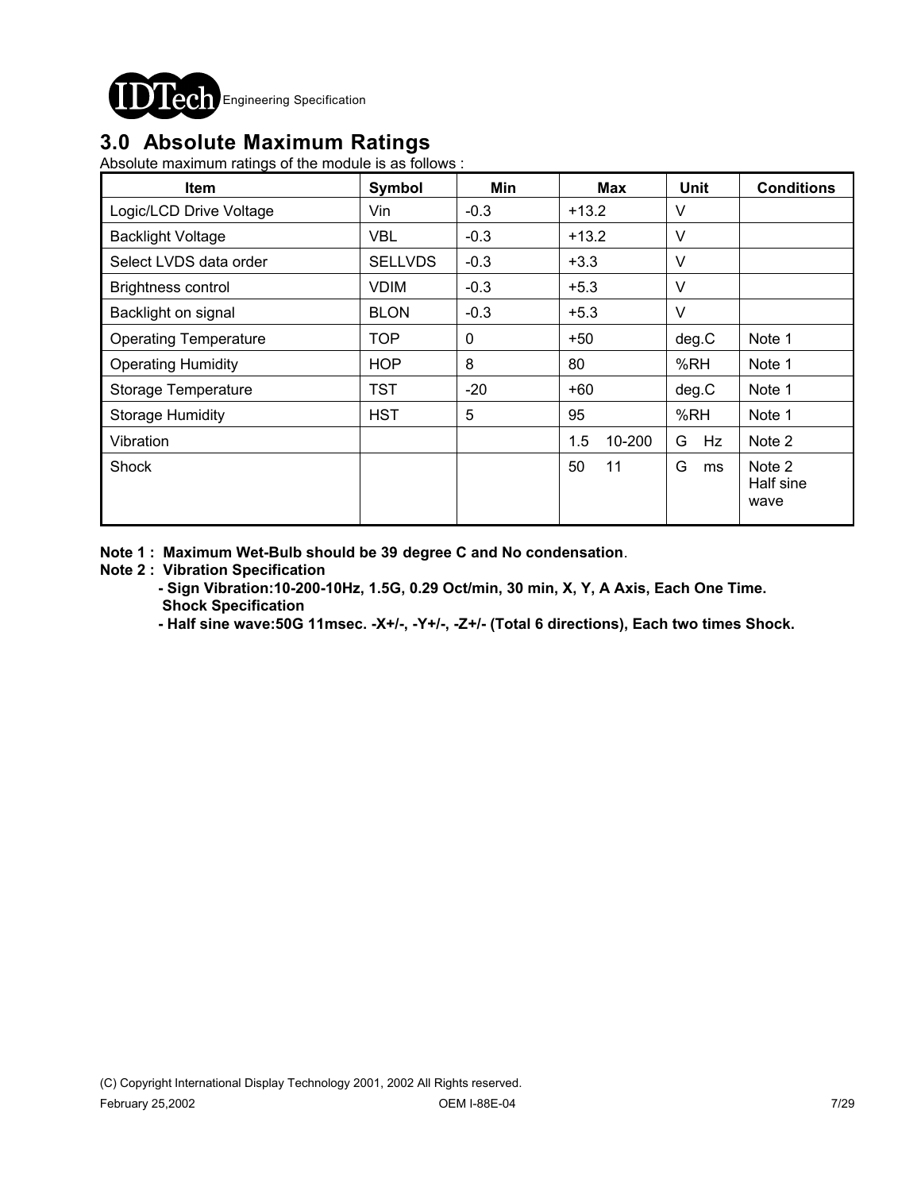## 3.0 Absolute Maximum Ratings

Absolute maximum ratings of the module is as follows :

| Item | Symbol | Min | Max | Unit | Conditions |
|---|---|---|---|---|---|
| Logic/LCD Drive Voltage | Vin | -0.3 | +13.2 | V | |
| Backlight Voltage | VBL | -0.3 | +13.2 | V | |
| Select LVDS data order | SELLVDS | -0.3 | +3.3 | V | |
| Brightness control | VDIM | -0.3 | +5.3 | V | |
| Backlight on signal | BLON | -0.3 | +5.3 | V | |
| Operating Temperature | TOP | 0 | +50 | deg.C | Note 1 |
| Operating Humidity | HOP | 8 | 80 | %RH | Note 1 |
| Storage Temperature | TST | -20 | +60 | deg.C | Note 1 |
| Storage Humidity | HST | 5 | 95 | %RH | Note 1 |
| Vibration | | | 1.5 10-200 | G Hz | Note 2 |
| Shock | | | 50 11 | G ms | Note 2 Half sine wave |

**Note 1 : Maximum Wet-Bulb should be 39 degree C and No condensation**.

**Note 2 : Vibration Specification**

**- Sign Vibration:10-200-10Hz, 1.5G, 0.29 Oct/min, 30 min, X, Y, A Axis, Each One Time.**

**Shock Specification**

**- Half sine wave:50G 11msec. -X+/-, -Y+/-, -Z+/- (Total 6 directions), Each two times Shock.**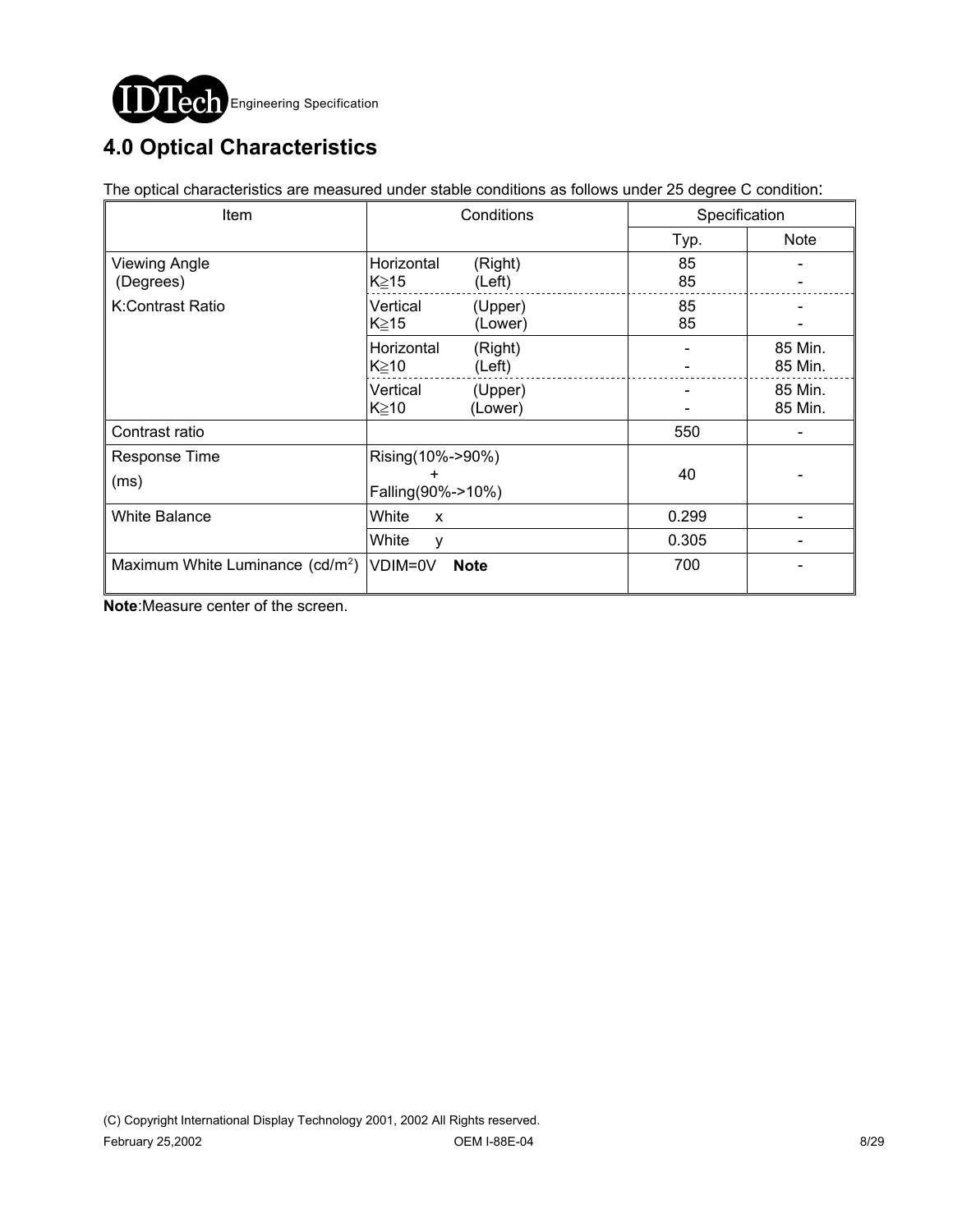# 4.0 Optical Characteristics

The optical characteristics are measured under stable conditions as follows under 25 degree C condition:

| Item | Conditions | Specification | |
|---|---|---|---|
| | | Typ. | Note |
| Viewing Angle (Degrees) | Horizontal (Right) K≧15 (Left) | 85<br>85 | -<br>- |
| K:Contrast Ratio | Vertical (Upper) K≧15 (Lower) | 85<br>85 | -<br>- |
| | Horizontal (Right) K≧10 (Left) | -<br>- | 85 Min.<br>85 Min. |
| | Vertical (Upper) K≧10 (Lower) | -<br>- | 85 Min.<br>85 Min. |
| Contrast ratio | | 550 | - |
| Response Time (ms) | Rising(10%->90%) + Falling(90%->10%) | 40 | - |
| White Balance | White x | 0.299 | - |
| | White y | 0.305 | - |
| Maximum White Luminance ($cd/m^2$) | VDIM=0V **Note** | 700 | - |

**Note**:Measure center of the screen.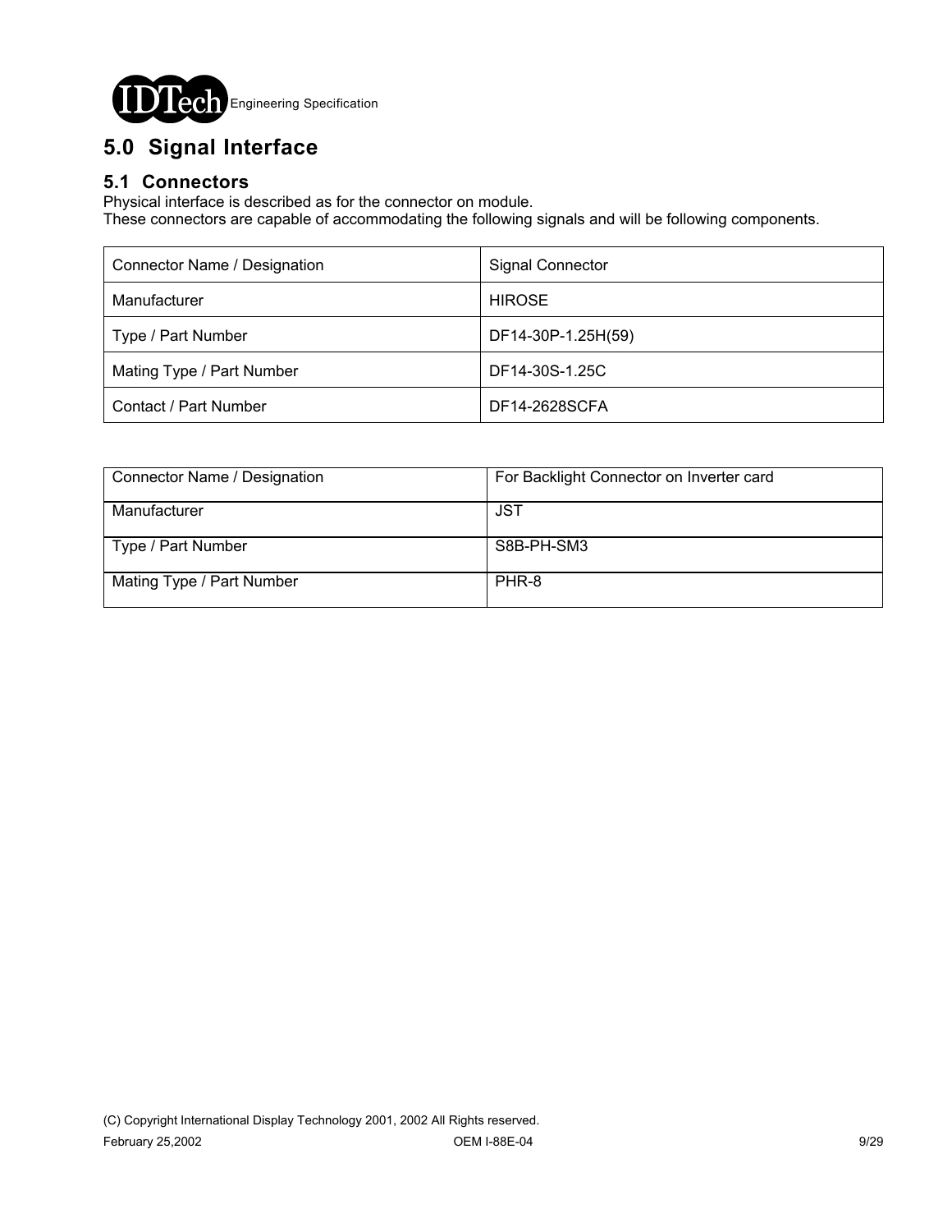# 5.0 Signal Interface

## 5.1 Connectors

Physical interface is described as for the connector on module.
These connectors are capable of accommodating the following signals and will be following components.

| Connector Name / Designation | Signal Connector |
|---|---|
| Manufacturer | HIROSE |
| Type / Part Number | DF14-30P-1.25H(59) |
| Mating Type / Part Number | DF14-30S-1.25C |
| Contact / Part Number | DF14-2628SCFA |

| Connector Name / Designation | For Backlight Connector on Inverter card |
|---|---|
| Manufacturer | JST |
| Type / Part Number | S8B-PH-SM3 |
| Mating Type / Part Number | PHR-8 |

(C) Copyright International Display Technology 2001, 2002 All Rights reserved.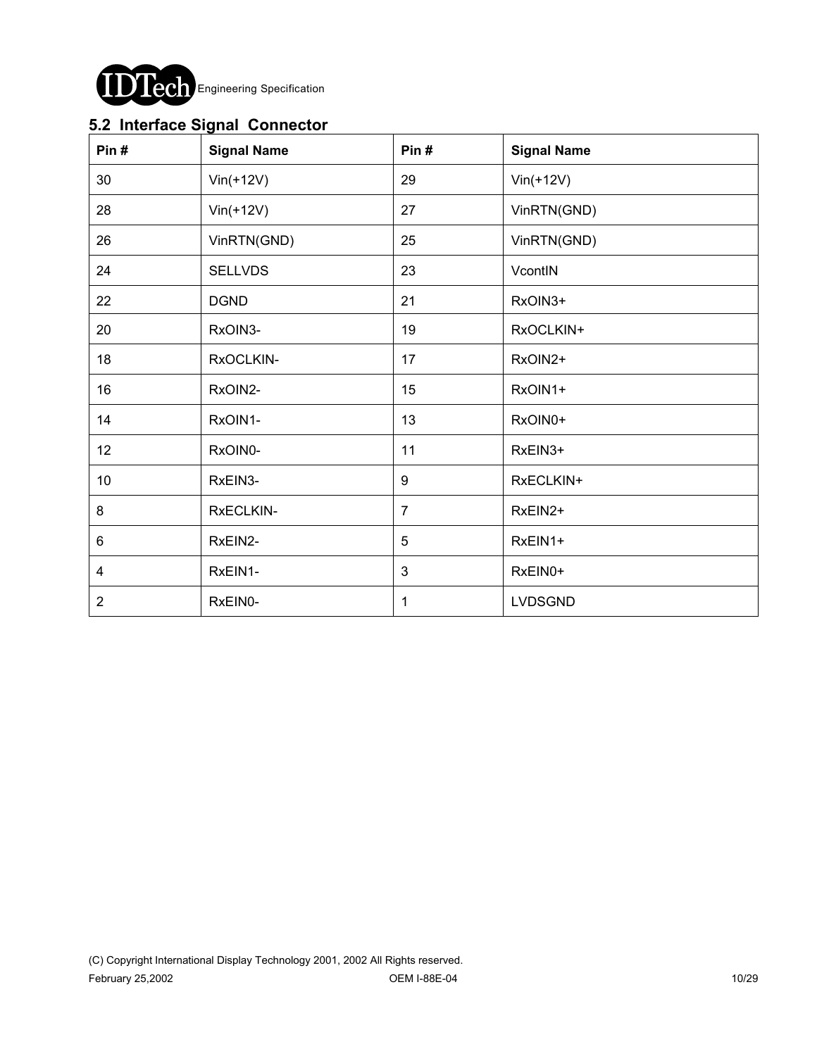## 5.2 Interface Signal Connector

| Pin # | Signal Name | Pin # | Signal Name |
|---|---|---|---|
| 30 | Vin(+12V) | 29 | Vin(+12V) |
| 28 | Vin(+12V) | 27 | VinRTN(GND) |
| 26 | VinRTN(GND) | 25 | VinRTN(GND) |
| 24 | SELLVDS | 23 | VcontIN |
| 22 | DGND | 21 | RxOIN3+ |
| 20 | RxOIN3- | 19 | RxOCLKIN+ |
| 18 | RxOCLKIN- | 17 | RxOIN2+ |
| 16 | RxOIN2- | 15 | RxOIN1+ |
| 14 | RxOIN1- | 13 | RxOIN0+ |
| 12 | RxOIN0- | 11 | RxEIN3+ |
| 10 | RxEIN3- | 9 | RxECLKIN+ |
| 8 | RxECLKIN- | 7 | RxEIN2+ |
| 6 | RxEIN2- | 5 | RxEIN1+ |
| 4 | RxEIN1- | 3 | RxEIN0+ |
| 2 | RxEIN0- | 1 | LVDSGND |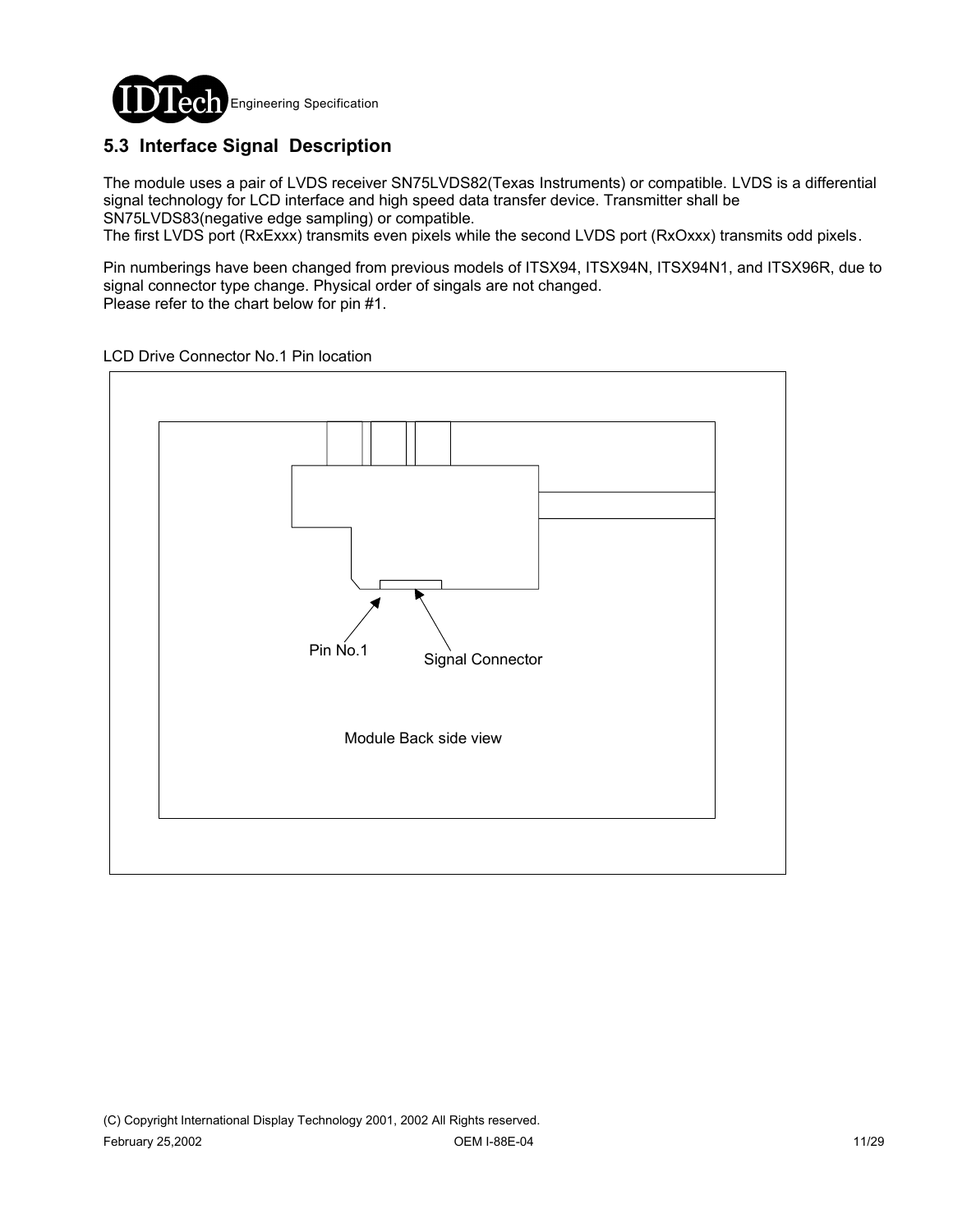## 5.3 Interface Signal Description

The module uses a pair of LVDS receiver SN75LVDS82(Texas Instruments) or compatible. LVDS is a differential signal technology for LCD interface and high speed data transfer device. Transmitter shall be SN75LVDS83(negative edge sampling) or compatible.
The first LVDS port (RxExxx) transmits even pixels while the second LVDS port (RxOxxx) transmits odd pixels.

Pin numberings have been changed from previous models of ITSX94, ITSX94N, ITSX94N1, and ITSX96R, due to signal connector type change. Physical order of singals are not changed.
Please refer to the chart below for pin #1.

LCD Drive Connector No.1 Pin location

Pin No.1

Signal Connector

Module Back side view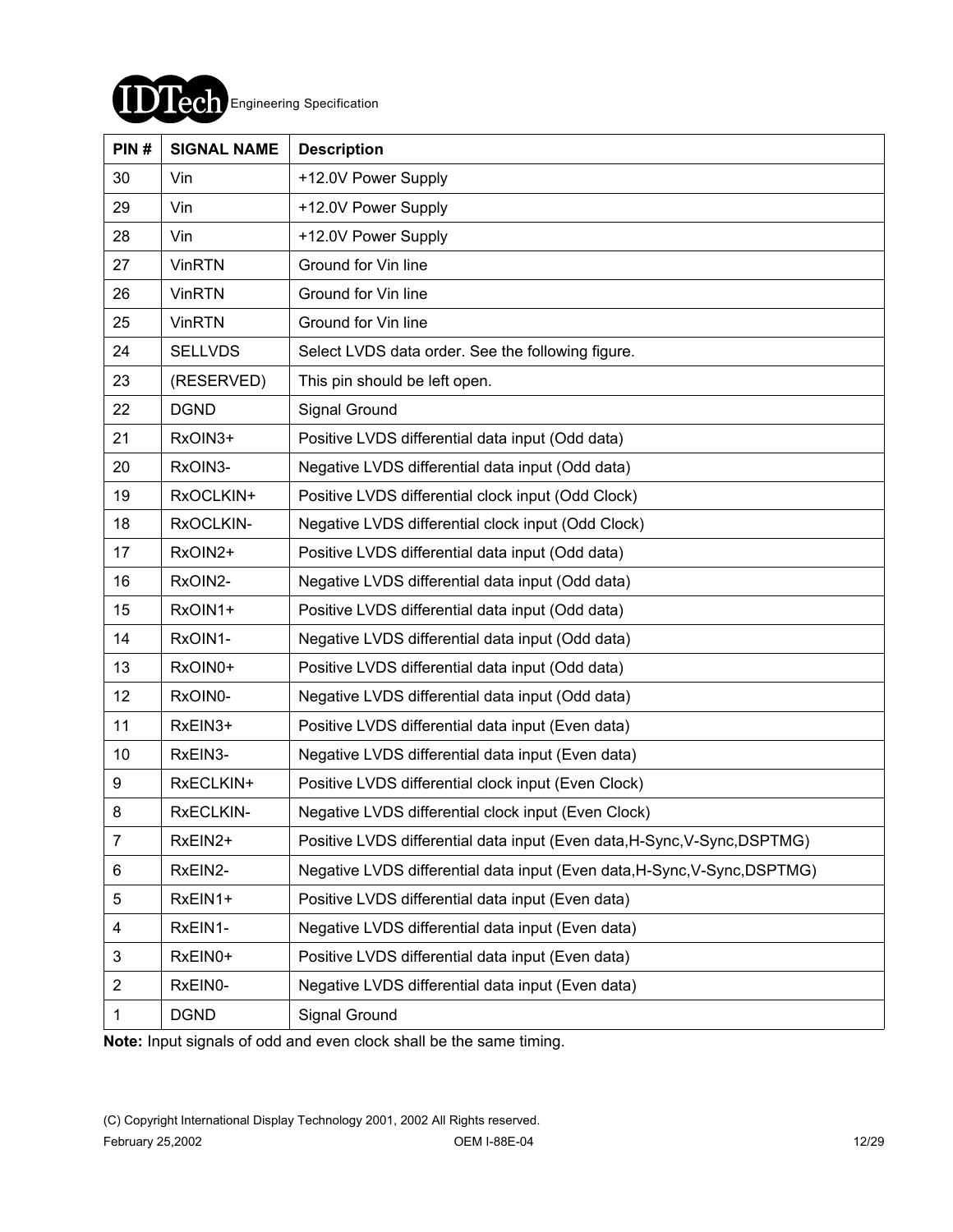| PIN # | SIGNAL NAME | Description |
|---|---|---|
| 30 | Vin | +12.0V Power Supply |
| 29 | Vin | +12.0V Power Supply |
| 28 | Vin | +12.0V Power Supply |
| 27 | VinRTN | Ground for Vin line |
| 26 | VinRTN | Ground for Vin line |
| 25 | VinRTN | Ground for Vin line |
| 24 | SELLVDS | Select LVDS data order. See the following figure. |
| 23 | (RESERVED) | This pin should be left open. |
| 22 | DGND | Signal Ground |
| 21 | RxOIN3+ | Positive LVDS differential data input (Odd data) |
| 20 | RxOIN3- | Negative LVDS differential data input (Odd data) |
| 19 | RxOCLKIN+ | Positive LVDS differential clock input (Odd Clock) |
| 18 | RxOCLKIN- | Negative LVDS differential clock input (Odd Clock) |
| 17 | RxOIN2+ | Positive LVDS differential data input (Odd data) |
| 16 | RxOIN2- | Negative LVDS differential data input (Odd data) |
| 15 | RxOIN1+ | Positive LVDS differential data input (Odd data) |
| 14 | RxOIN1- | Negative LVDS differential data input (Odd data) |
| 13 | RxOIN0+ | Positive LVDS differential data input (Odd data) |
| 12 | RxOIN0- | Negative LVDS differential data input (Odd data) |
| 11 | RxEIN3+ | Positive LVDS differential data input (Even data) |
| 10 | RxEIN3- | Negative LVDS differential data input (Even data) |
| 9 | RxECLKIN+ | Positive LVDS differential clock input (Even Clock) |
| 8 | RxECLKIN- | Negative LVDS differential clock input (Even Clock) |
| 7 | RxEIN2+ | Positive LVDS differential data input (Even data,H-Sync,V-Sync,DSPTMG) |
| 6 | RxEIN2- | Negative LVDS differential data input (Even data,H-Sync,V-Sync,DSPTMG) |
| 5 | RxEIN1+ | Positive LVDS differential data input (Even data) |
| 4 | RxEIN1- | Negative LVDS differential data input (Even data) |
| 3 | RxEIN0+ | Positive LVDS differential data input (Even data) |
| 2 | RxEIN0- | Negative LVDS differential data input (Even data) |
| 1 | DGND | Signal Ground |

**Note:** Input signals of odd and even clock shall be the same timing.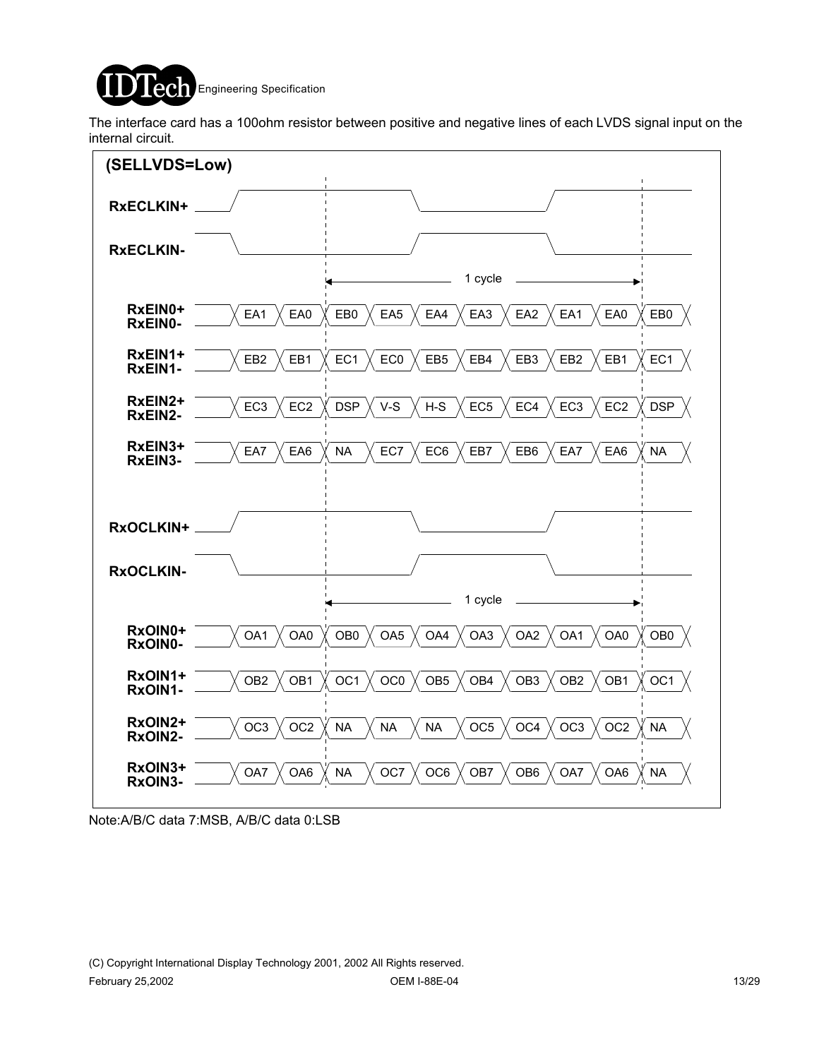The interface card has a 100ohm resistor between positive and negative lines of each LVDS signal input on the internal circuit.

**(SELLVDS=Low)**

| Signal | | | | | | | | | | |
|---|---|---|---|---|---|---|---|---|---|---|
| RxEIN0+ / RxEIN0- | EA1 | EA0 | EB0 | EA5 | EA4 | EA3 | EA2 | EA1 | EA0 | EB0 |
| RxEIN1+ / RxEIN1- | EB2 | EB1 | EC1 | EC0 | EB5 | EB4 | EB3 | EB2 | EB1 | EC1 |
| RxEIN2+ / RxEIN2- | EC3 | EC2 | DSP | V-S | H-S | EC5 | EC4 | EC3 | EC2 | DSP |
| RxEIN3+ / RxEIN3- | EA7 | EA6 | NA | EC7 | EC6 | EB7 | EB6 | EA7 | EA6 | NA |

RxECLKIN+, RxECLKIN- (1 cycle)

| Signal | | | | | | | | | | |
|---|---|---|---|---|---|---|---|---|---|---|
| RxOIN0+ / RxOIN0- | OA1 | OA0 | OB0 | OA5 | OA4 | OA3 | OA2 | OA1 | OA0 | OB0 |
| RxOIN1+ / RxOIN1- | OB2 | OB1 | OC1 | OC0 | OB5 | OB4 | OB3 | OB2 | OB1 | OC1 |
| RxOIN2+ / RxOIN2- | OC3 | OC2 | NA | NA | NA | OC5 | OC4 | OC3 | OC2 | NA |
| RxOIN3+ / RxOIN3- | OA7 | OA6 | NA | OC7 | OC6 | OB7 | OB6 | OA7 | OA6 | NA |

RxOCLKIN+, RxOCLKIN- (1 cycle)

Note:A/B/C data 7:MSB, A/B/C data 0:LSB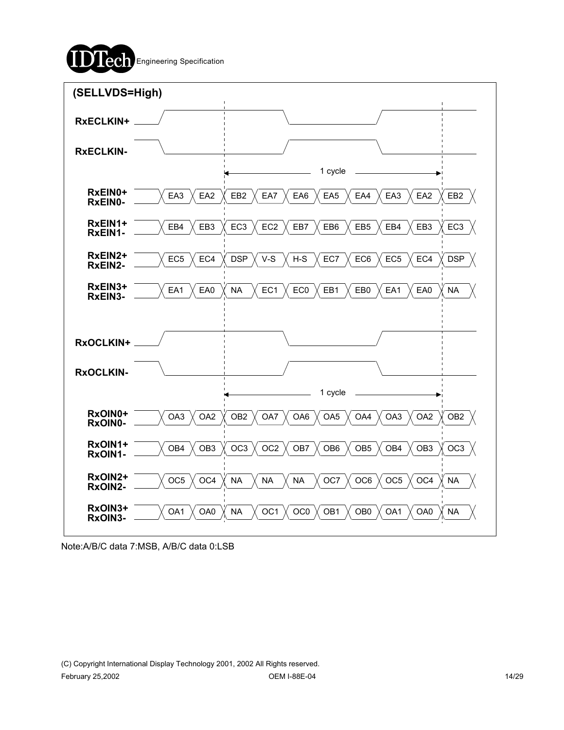**(SELLVDS=High)**

RxECLKIN+

RxECLKIN-

1 cycle

| Signal | | | | | | | | | | |
|---|---|---|---|---|---|---|---|---|---|---|
| RxEIN0+ / RxEIN0- | EA3 | EA2 | EB2 | EA7 | EA6 | EA5 | EA4 | EA3 | EA2 | EB2 |
| RxEIN1+ / RxEIN1- | EB4 | EB3 | EC3 | EC2 | EB7 | EB6 | EB5 | EB4 | EB3 | EC3 |
| RxEIN2+ / RxEIN2- | EC5 | EC4 | DSP | V-S | H-S | EC7 | EC6 | EC5 | EC4 | DSP |
| RxEIN3+ / RxEIN3- | EA1 | EA0 | NA | EC1 | EC0 | EB1 | EB0 | EA1 | EA0 | NA |

RxOCLKIN+

RxOCLKIN-

1 cycle

| Signal | | | | | | | | | | |
|---|---|---|---|---|---|---|---|---|---|---|
| RxOIN0+ / RxOIN0- | OA3 | OA2 | OB2 | OA7 | OA6 | OA5 | OA4 | OA3 | OA2 | OB2 |
| RxOIN1+ / RxOIN1- | OB4 | OB3 | OC3 | OC2 | OB7 | OB6 | OB5 | OB4 | OB3 | OC3 |
| RxOIN2+ / RxOIN2- | OC5 | OC4 | NA | NA | NA | OC7 | OC6 | OC5 | OC4 | NA |
| RxOIN3+ / RxOIN3- | OA1 | OA0 | NA | OC1 | OC0 | OB1 | OB0 | OA1 | OA0 | NA |

Note:A/B/C data 7:MSB, A/B/C data 0:LSB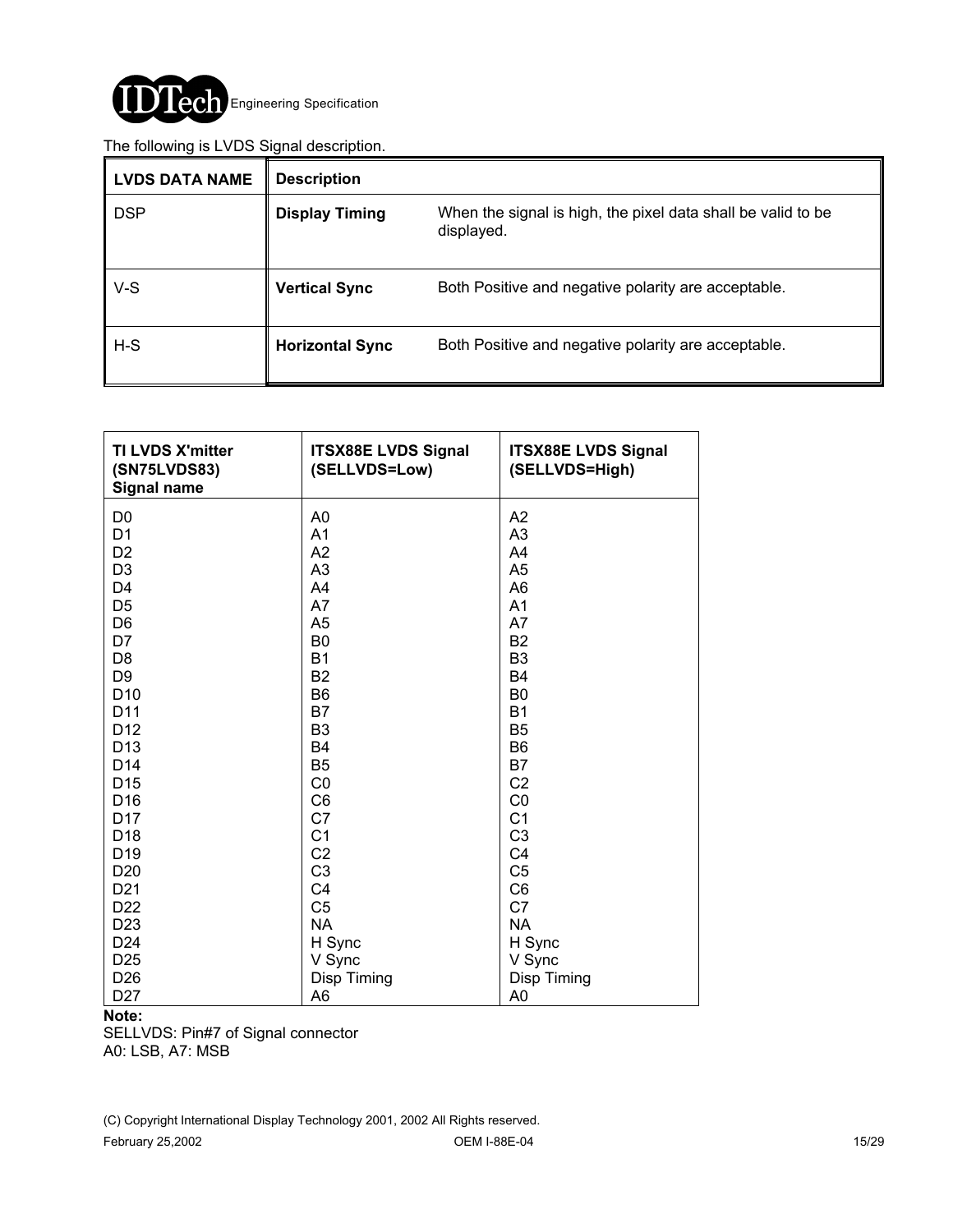The following is LVDS Signal description.

| LVDS DATA NAME | Description | |
|---|---|---|
| DSP | **Display Timing** | When the signal is high, the pixel data shall be valid to be displayed. |
| V-S | **Vertical Sync** | Both Positive and negative polarity are acceptable. |
| H-S | **Horizontal Sync** | Both Positive and negative polarity are acceptable. |

| TI LVDS X'mitter (SN75LVDS83) Signal name | ITSX88E LVDS Signal (SELLVDS=Low) | ITSX88E LVDS Signal (SELLVDS=High) |
|---|---|---|
| D0 | A0 | A2 |
| D1 | A1 | A3 |
| D2 | A2 | A4 |
| D3 | A3 | A5 |
| D4 | A4 | A6 |
| D5 | A7 | A1 |
| D6 | A5 | A7 |
| D7 | B0 | B2 |
| D8 | B1 | B3 |
| D9 | B2 | B4 |
| D10 | B6 | B0 |
| D11 | B7 | B1 |
| D12 | B3 | B5 |
| D13 | B4 | B6 |
| D14 | B5 | B7 |
| D15 | C0 | C2 |
| D16 | C6 | C0 |
| D17 | C7 | C1 |
| D18 | C1 | C3 |
| D19 | C2 | C4 |
| D20 | C3 | C5 |
| D21 | C4 | C6 |
| D22 | C5 | C7 |
| D23 | NA | NA |
| D24 | H Sync | H Sync |
| D25 | V Sync | V Sync |
| D26 | Disp Timing | Disp Timing |
| D27 | A6 | A0 |

**Note:**
SELLVDS: Pin#7 of Signal connector
A0: LSB, A7: MSB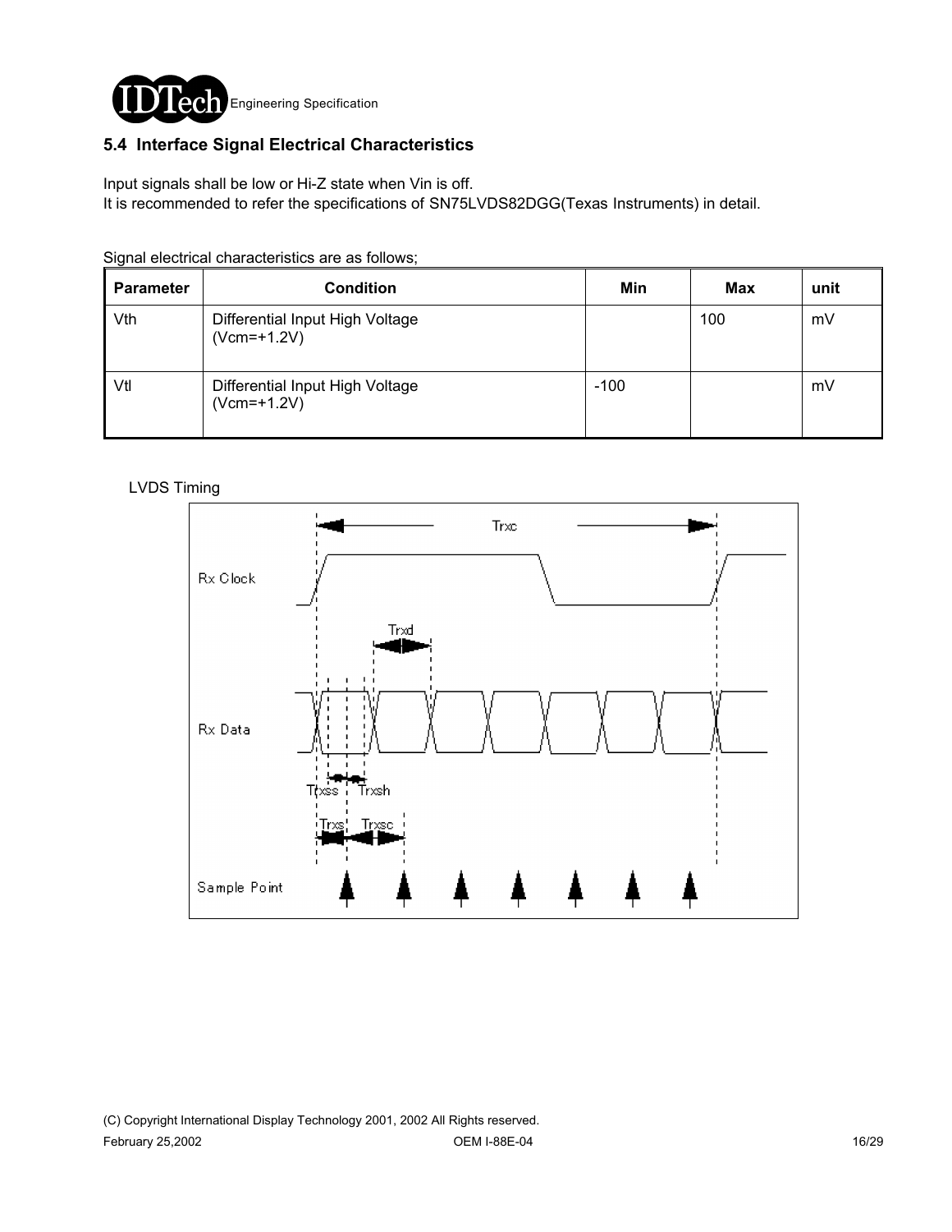## 5.4 Interface Signal Electrical Characteristics

Input signals shall be low or Hi-Z state when Vin is off.
It is recommended to refer the specifications of SN75LVDS82DGG(Texas Instruments) in detail.

Signal electrical characteristics are as follows;

| Parameter | Condition | Min | Max | unit |
|---|---|---|---|---|
| Vth | Differential Input High Voltage (Vcm=+1.2V) | | 100 | mV |
| Vtl | Differential Input High Voltage (Vcm=+1.2V) | -100 | | mV |

LVDS Timing

Trxc

Rx Clock

Trxd

Rx Data

Trxss Trxsh

Trxs Trxsc

Sample Point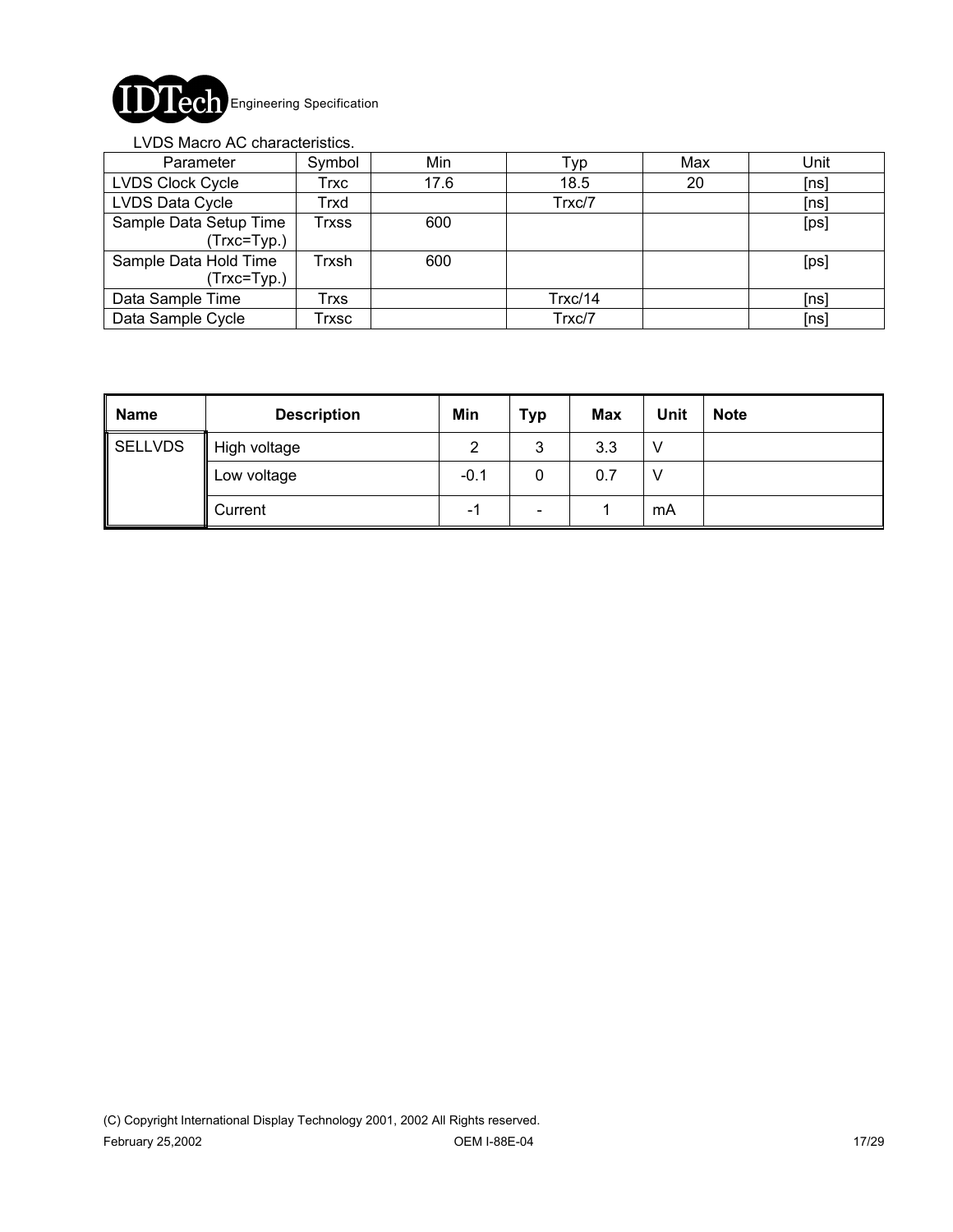LVDS Macro AC characteristics.

| Parameter | Symbol | Min | Typ | Max | Unit |
|---|---|---|---|---|---|
| LVDS Clock Cycle | Trxc | 17.6 | 18.5 | 20 | [ns] |
| LVDS Data Cycle | Trxd | | Trxc/7 | | [ns] |
| Sample Data Setup Time (Trxc=Typ.) | Trxss | 600 | | | [ps] |
| Sample Data Hold Time (Trxc=Typ.) | Trxsh | 600 | | | [ps] |
| Data Sample Time | Trxs | | Trxc/14 | | [ns] |
| Data Sample Cycle | Trxsc | | Trxc/7 | | [ns] |

| Name | Description | Min | Typ | Max | Unit | Note |
|---|---|---|---|---|---|---|
| SELLVDS | High voltage | 2 | 3 | 3.3 | V | |
| | Low voltage | -0.1 | 0 | 0.7 | V | |
| | Current | -1 | - | 1 | mA | |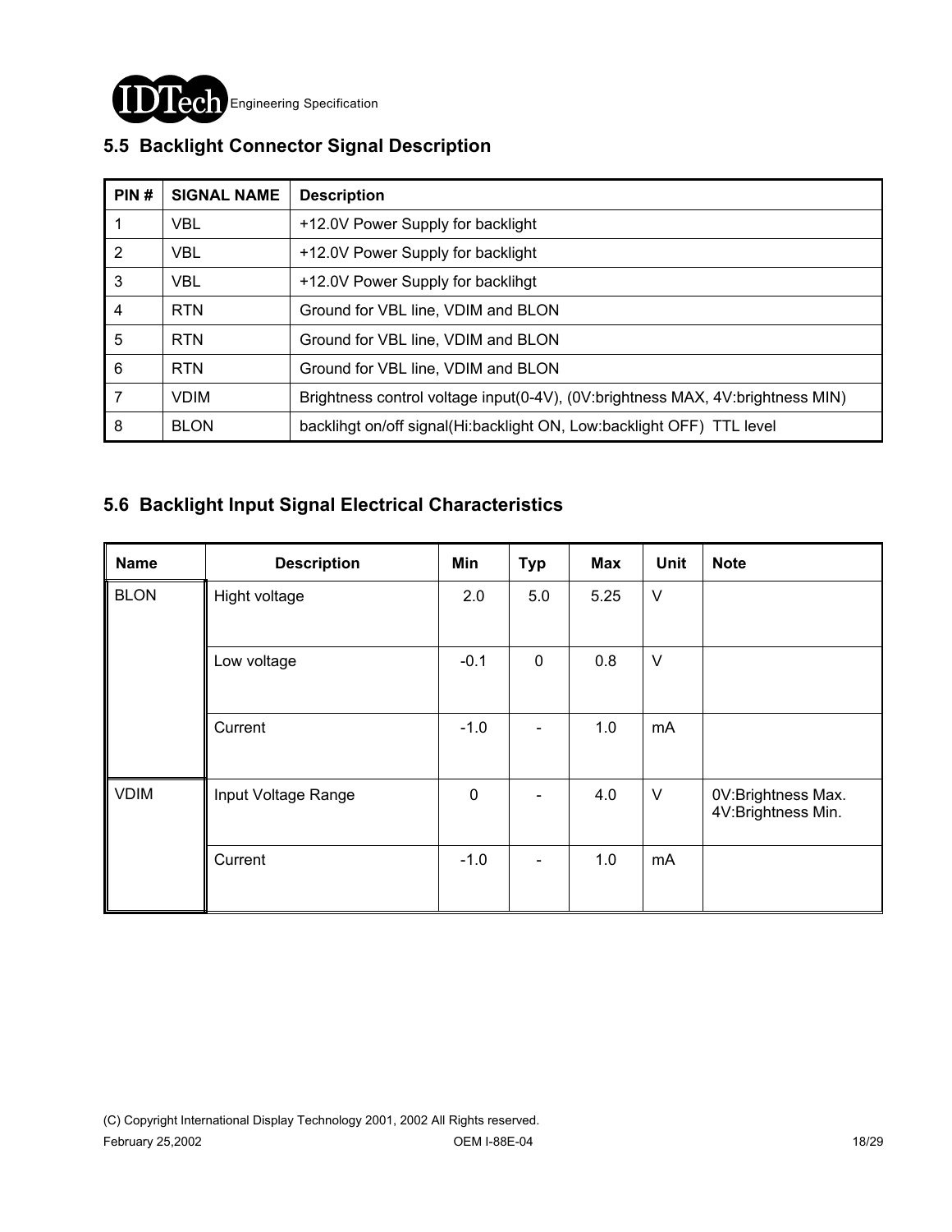## 5.5 Backlight Connector Signal Description

| PIN # | SIGNAL NAME | Description |
|---|---|---|
| 1 | VBL | +12.0V Power Supply for backlight |
| 2 | VBL | +12.0V Power Supply for backlight |
| 3 | VBL | +12.0V Power Supply for backlihgt |
| 4 | RTN | Ground for VBL line, VDIM and BLON |
| 5 | RTN | Ground for VBL line, VDIM and BLON |
| 6 | RTN | Ground for VBL line, VDIM and BLON |
| 7 | VDIM | Brightness control voltage input(0-4V), (0V:brightness MAX, 4V:brightness MIN) |
| 8 | BLON | backlihgt on/off signal(Hi:backlight ON, Low:backlight OFF) TTL level |

## 5.6 Backlight Input Signal Electrical Characteristics

| Name | Description | Min | Typ | Max | Unit | Note |
|---|---|---|---|---|---|---|
| BLON | Hight voltage | 2.0 | 5.0 | 5.25 | V | |
| | Low voltage | -0.1 | 0 | 0.8 | V | |
| | Current | -1.0 | - | 1.0 | mA | |
| VDIM | Input Voltage Range | 0 | - | 4.0 | V | 0V:Brightness Max.<br>4V:Brightness Min. |
| | Current | -1.0 | - | 1.0 | mA | |

(C) Copyright International Display Technology 2001, 2002 All Rights reserved.

February 25,2002 OEM I-88E-04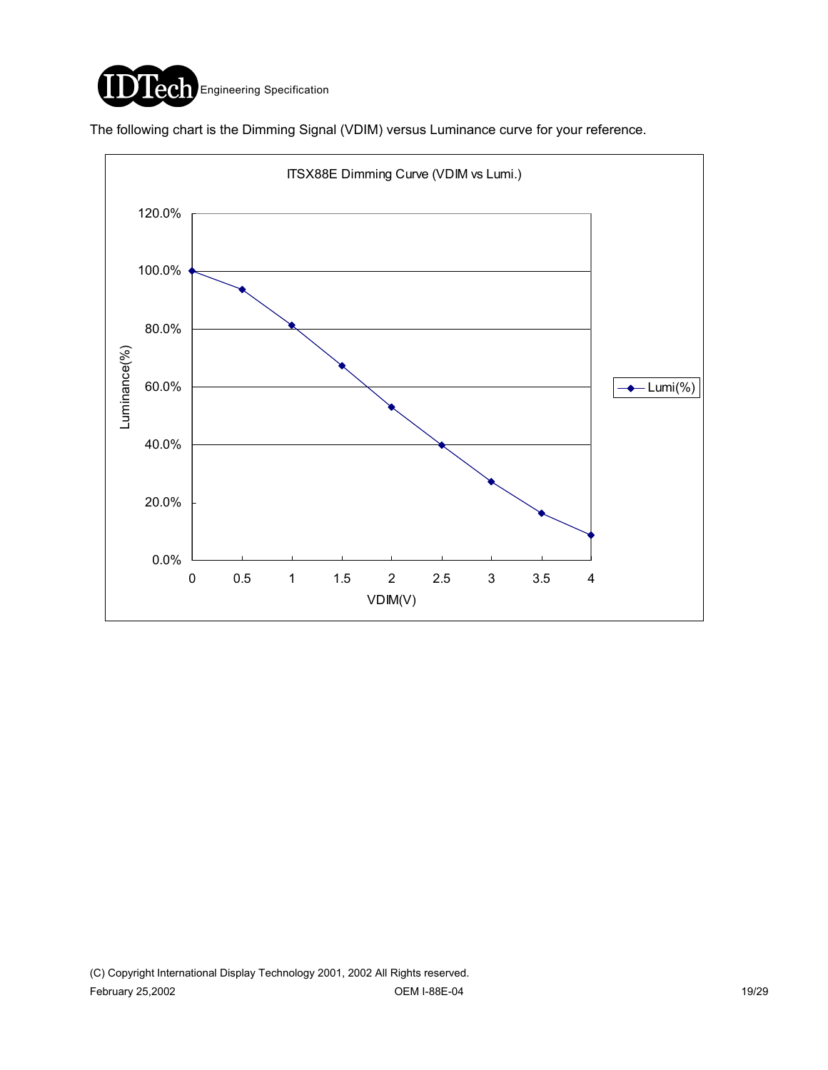The following chart is the Dimming Signal (VDIM) versus Luminance curve for your reference.

ITSX88E Dimming Curve (VDIM vs Lumi.)

| VDIM(V) | 0 | 0.5 | 1 | 1.5 | 2 | 2.5 | 3 | 3.5 | 4 |
|---|---|---|---|---|---|---|---|---|---|
| Lumi(%) | 100.0% | ~93.5% | ~81.5% | ~67.5% | ~53% | ~40% | ~27.5% | ~16.5% | ~9% |

Luminance(%) axis: 0.0% – 120.0%; VDIM(V) axis: 0 – 4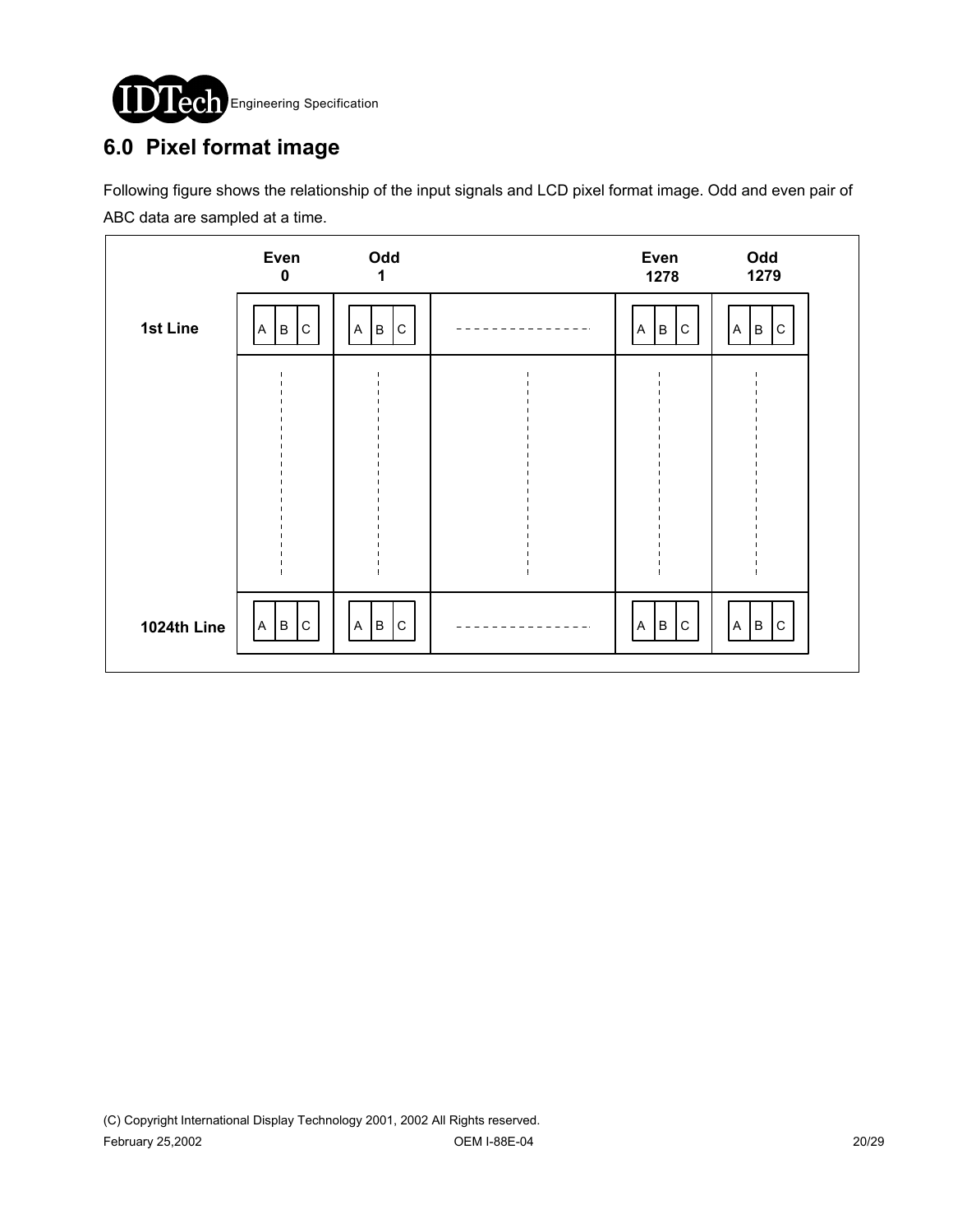## 6.0 Pixel format image

Following figure shows the relationship of the input signals and LCD pixel format image. Odd and even pair of ABC data are sampled at a time.

| | Even 0 | Odd 1 | | Even 1278 | Odd 1279 |
|---|---|---|---|---|---|
| 1st Line | A B C | A B C | ---------------- | A B C | A B C |
| | ⋮ | ⋮ | ⋮ | ⋮ | ⋮ |
| 1024th Line | A B C | A B C | ---------------- | A B C | A B C |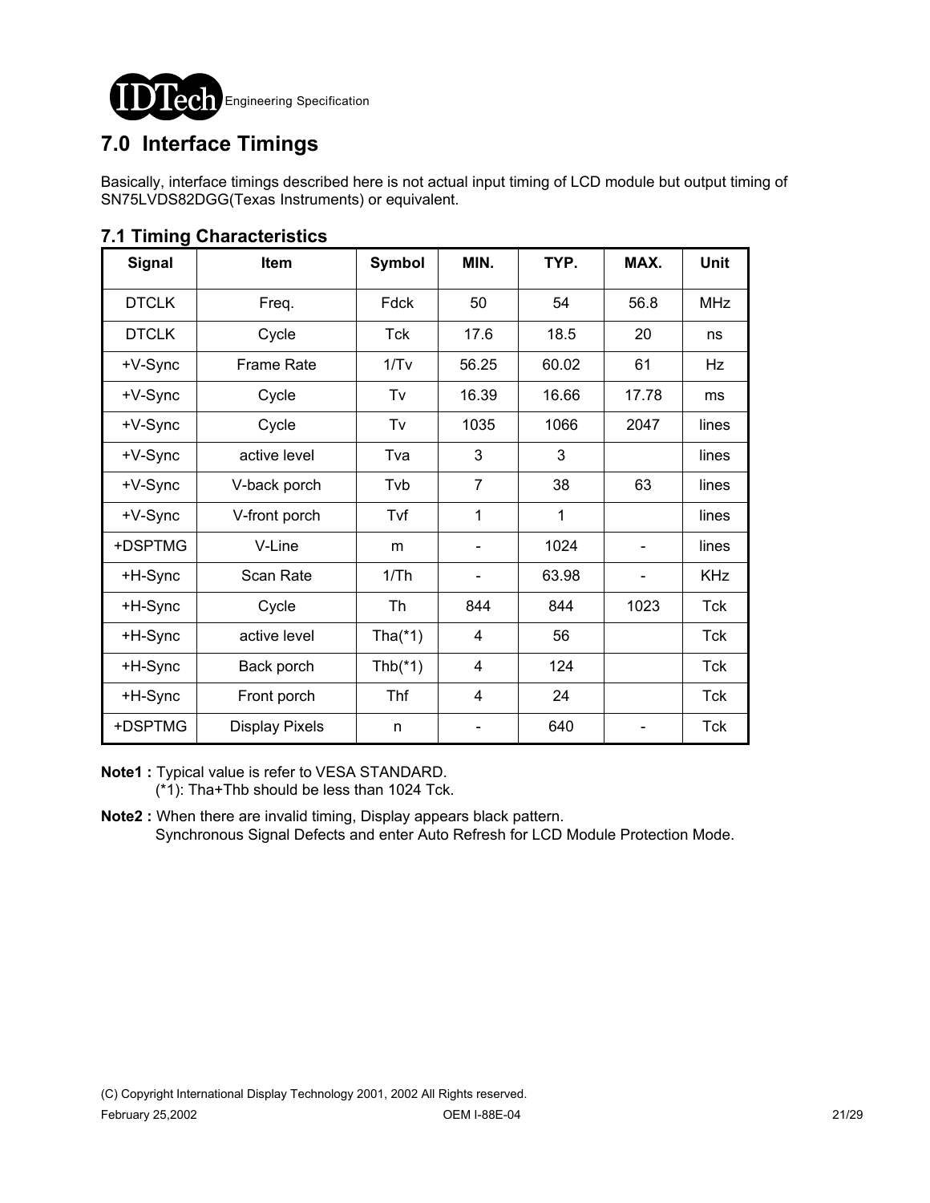## 7.0 Interface Timings

Basically, interface timings described here is not actual input timing of LCD module but output timing of SN75LVDS82DGG(Texas Instruments) or equivalent.

### 7.1 Timing Characteristics

| Signal | Item | Symbol | MIN. | TYP. | MAX. | Unit |
|---|---|---|---|---|---|---|
| DTCLK | Freq. | Fdck | 50 | 54 | 56.8 | MHz |
| DTCLK | Cycle | Tck | 17.6 | 18.5 | 20 | ns |
| +V-Sync | Frame Rate | 1/Tv | 56.25 | 60.02 | 61 | Hz |
| +V-Sync | Cycle | Tv | 16.39 | 16.66 | 17.78 | ms |
| +V-Sync | Cycle | Tv | 1035 | 1066 | 2047 | lines |
| +V-Sync | active level | Tva | 3 | 3 | | lines |
| +V-Sync | V-back porch | Tvb | 7 | 38 | 63 | lines |
| +V-Sync | V-front porch | Tvf | 1 | 1 | | lines |
| +DSPTMG | V-Line | m | - | 1024 | - | lines |
| +H-Sync | Scan Rate | 1/Th | - | 63.98 | - | KHz |
| +H-Sync | Cycle | Th | 844 | 844 | 1023 | Tck |
| +H-Sync | active level | Tha(*1) | 4 | 56 | | Tck |
| +H-Sync | Back porch | Thb(*1) | 4 | 124 | | Tck |
| +H-Sync | Front porch | Thf | 4 | 24 | | Tck |
| +DSPTMG | Display Pixels | n | - | 640 | - | Tck |

**Note1 :** Typical value is refer to VESA STANDARD.
(*1): Tha+Thb should be less than 1024 Tck.

**Note2 :** When there are invalid timing, Display appears black pattern.
Synchronous Signal Defects and enter Auto Refresh for LCD Module Protection Mode.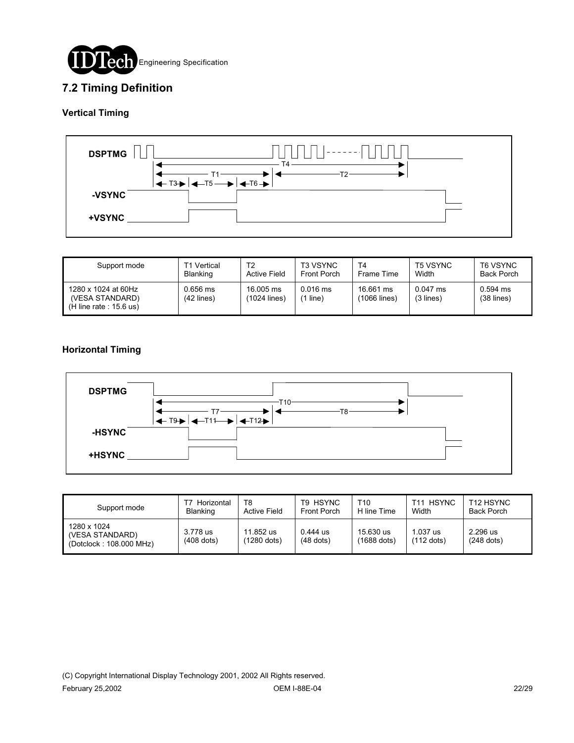## 7.2 Timing Definition

### Vertical Timing

| Support mode | T1 Vertical Blanking | T2 Active Field | T3 VSYNC Front Porch | T4 Frame Time | T5 VSYNC Width | T6 VSYNC Back Porch |
|---|---|---|---|---|---|---|
| 1280 x 1024 at 60Hz (VESA STANDARD) (H line rate : 15.6 us) | 0.656 ms (42 lines) | 16.005 ms (1024 lines) | 0.016 ms (1 line) | 16.661 ms (1066 lines) | 0.047 ms (3 lines) | 0.594 ms (38 lines) |

### Horizontal Timing

| Support mode | T7 Horizontal Blanking | T8 Active Field | T9 HSYNC Front Porch | T10 H line Time | T11 HSYNC Width | T12 HSYNC Back Porch |
|---|---|---|---|---|---|---|
| 1280 x 1024 (VESA STANDARD) (Dotclock : 108.000 MHz) | 3.778 us (408 dots) | 11.852 us (1280 dots) | 0.444 us (48 dots) | 15.630 us (1688 dots) | 1.037 us (112 dots) | 2.296 us (248 dots) |

(C) Copyright International Display Technology 2001, 2002 All Rights reserved.

February 25,2002 OEM I-88E-04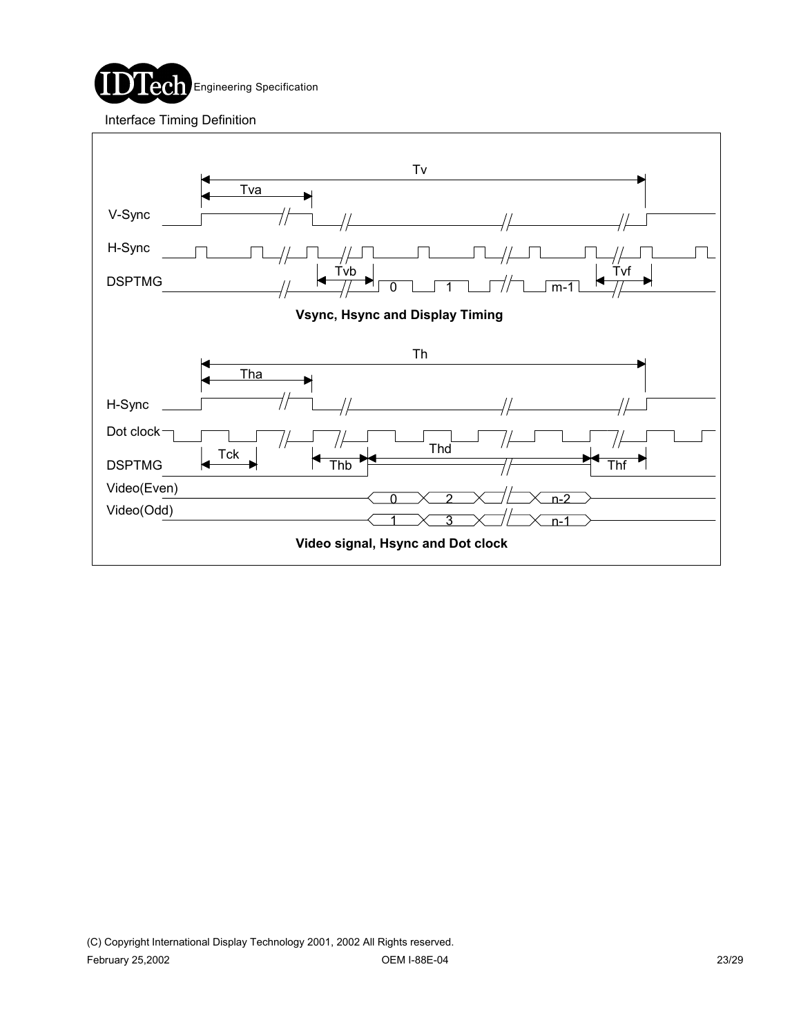Interface Timing Definition

Tv

Tva

V-Sync

H-Sync

DSPTMG

Tvb

Tvf

0 1 m-1

**Vsync, Hsync and Display Timing**

Th

Tha

H-Sync

Dot clock

Tck

Thd

DSPTMG

Thb

Thf

Video(Even)

0 2 n-2

Video(Odd)

1 3 n-1

**Video signal, Hsync and Dot clock**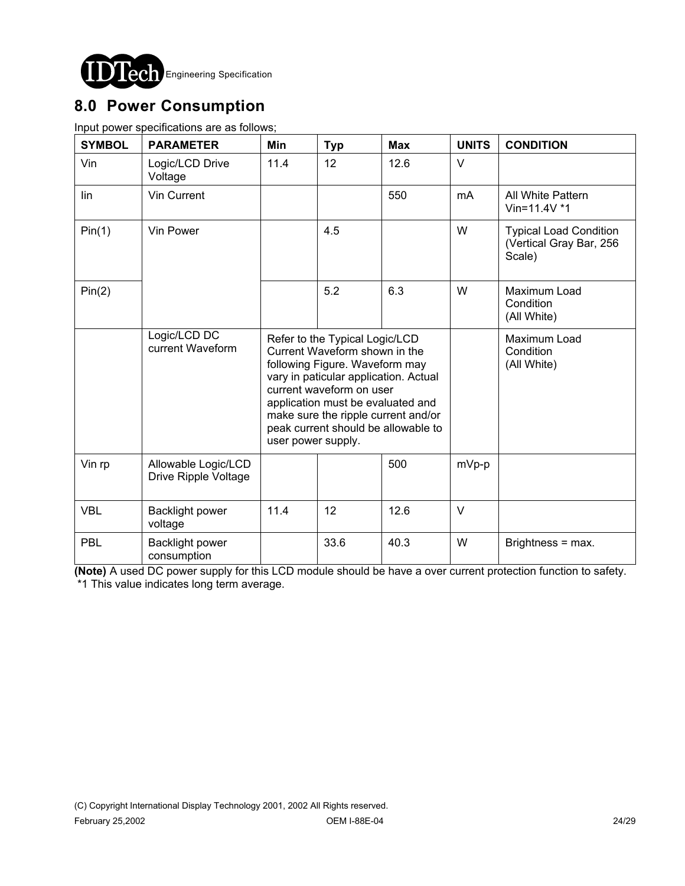## 8.0 Power Consumption

Input power specifications are as follows;

| SYMBOL | PARAMETER | Min | Typ | Max | UNITS | CONDITION |
|---|---|---|---|---|---|---|
| Vin | Logic/LCD Drive Voltage | 11.4 | 12 | 12.6 | V | |
| Iin | Vin Current | | | 550 | mA | All White Pattern Vin=11.4V *1 |
| Pin(1) | Vin Power | | 4.5 | | W | Typical Load Condition (Vertical Gray Bar, 256 Scale) |
| Pin(2) | | | 5.2 | 6.3 | W | Maximum Load Condition (All White) |
| | Logic/LCD DC current Waveform | Refer to the Typical Logic/LCD Current Waveform shown in the following Figure. Waveform may vary in paticular application. Actual current waveform on user application must be evaluated and make sure the ripple current and/or peak current should be allowable to user power supply. | | | | Maximum Load Condition (All White) |
| Vin rp | Allowable Logic/LCD Drive Ripple Voltage | | | 500 | mVp-p | |
| VBL | Backlight power voltage | 11.4 | 12 | 12.6 | V | |
| PBL | Backlight power consumption | | 33.6 | 40.3 | W | Brightness = max. |

**(Note)** A used DC power supply for this LCD module should be have a over current protection function to safety.
*1 This value indicates long term average.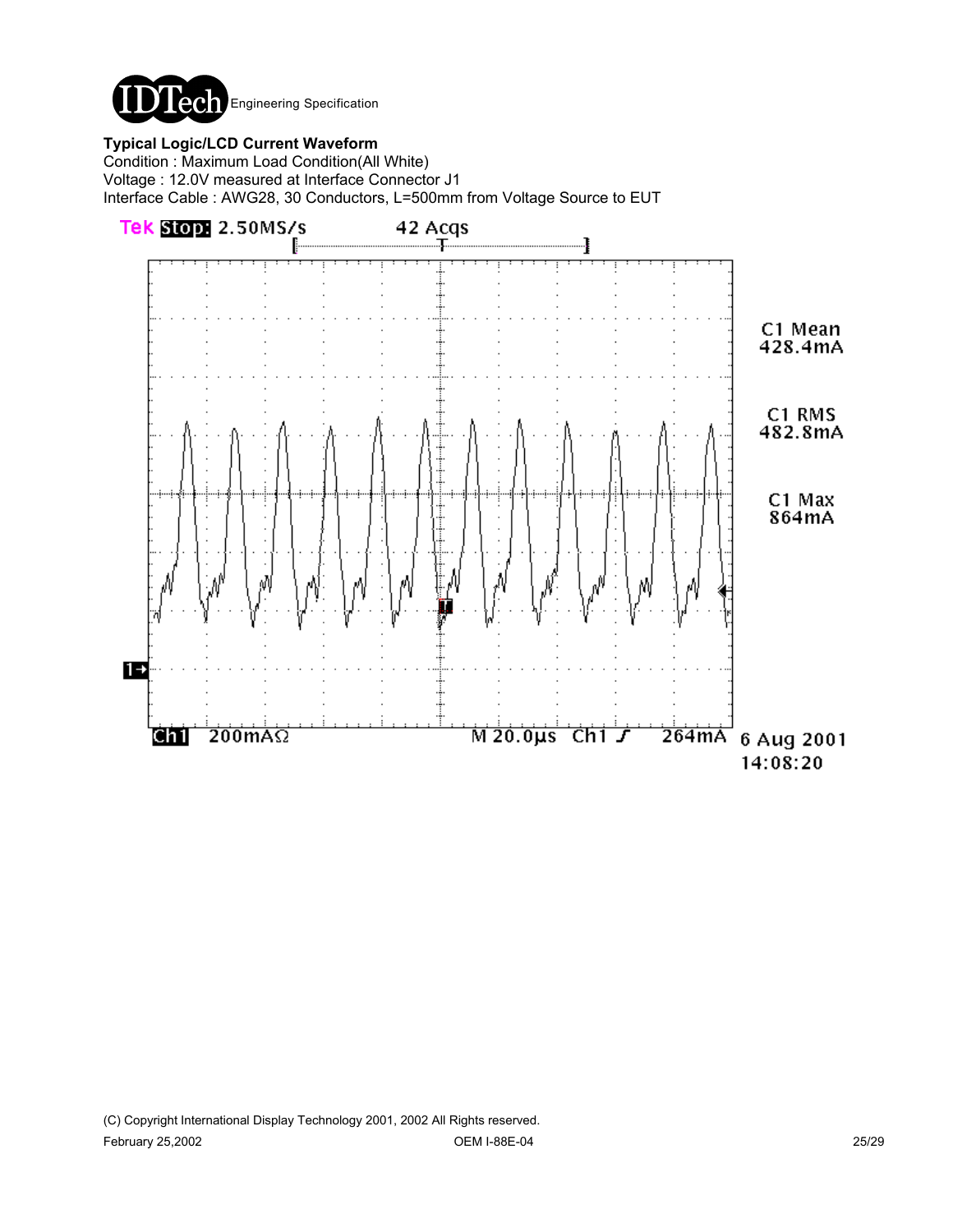**Typical Logic/LCD Current Waveform**

Condition : Maximum Load Condition(All White)

Voltage : 12.0V measured at Interface Connector J1

Interface Cable : AWG28, 30 Conductors, L=500mm from Voltage Source to EUT

Tek Stop: 2.50MS/s 42 Acqs

C1 Mean 428.4mA

C1 RMS 482.8mA

C1 Max 864mA

Ch1 200mAΩ M 20.0µs Ch1 ʃ 264mA 6 Aug 2001 14:08:20

(C) Copyright International Display Technology 2001, 2002 All Rights reserved.

February 25,2002 OEM I-88E-04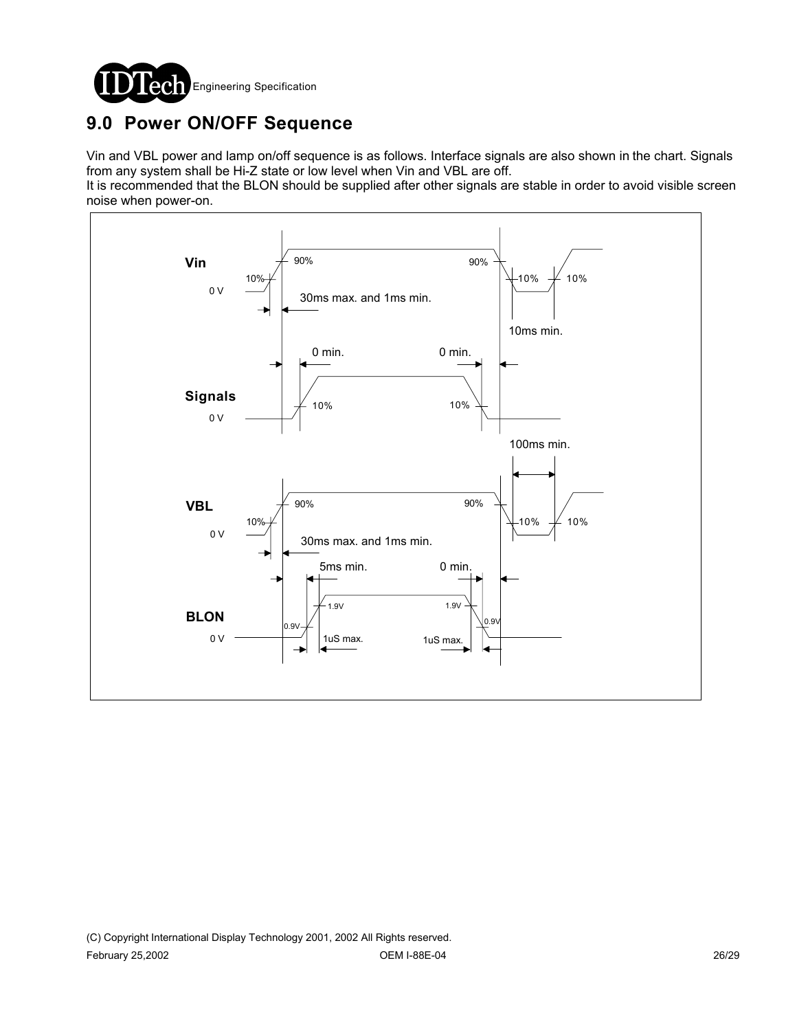# 9.0 Power ON/OFF Sequence

Vin and VBL power and lamp on/off sequence is as follows. Interface signals are also shown in the chart. Signals from any system shall be Hi-Z state or low level when Vin and VBL are off.
It is recommended that the BLON should be supplied after other signals are stable in order to avoid visible screen noise when power-on.

Vin

0 V

10%

90%

30ms max. and 1ms min.

90%

10%

10%

10ms min.

0 min.

0 min.

Signals

0 V

10%

10%

100ms min.

VBL

0 V

10%

90%

30ms max. and 1ms min.

90%

10%

10%

5ms min.

0 min.

BLON

0 V

0.9V

1.9V

1uS max.

1.9V

0.9V

1uS max.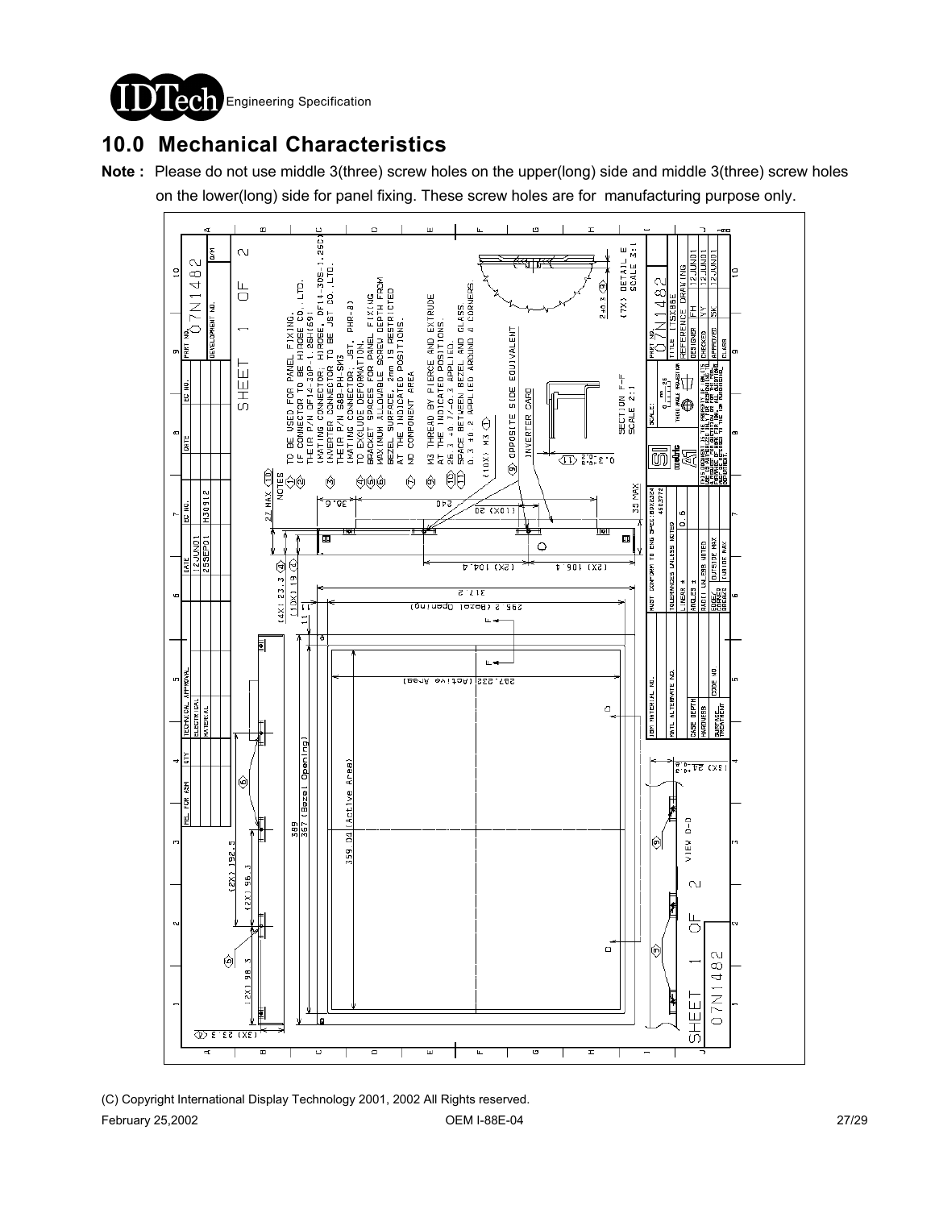## 10.0 Mechanical Characteristics

**Note :** Please do not use middle 3(three) screw holes on the upper(long) side and middle 3(three) screw holes on the lower(long) side for panel fixing. These screw holes are for manufacturing purpose only.

NOTES

1. TO BE USED FOR PANEL FIXING.
2. I/F CONNECTOR TO BE HIROSE CO., LTD. THEIR P/N DF14-30P-1.25H(69)
   (MATING CONNECTOR; HIROSE, DF14-30S-1.25C)
3. INVERTER CONNECTOR TO BE JST CO.,LTD. THEIR P/N SBB-PH-SM3
   (MATING CONNECTOR; JST, PHR-8)
4. TO EXCLUDE DEFORMATION.
5. BRACKET SPACES FOR PANEL FIXING.
6. MAXIMUM ALLOWABLE SCREW DEPTH FROM BEZEL SURFACE, 2mm IS RESTRICTED AT THE INDICATED POSITIONS.
7. NO COMPONENT AREA
8. M3 THREAD BY PIERCE AND EXTRUDE AT THE INDICATED POSITIONS.
9. 2R 3 +0.7/-0.3 APPLIED.
10. SPACE BETWEEN BEZEL AND GLASS.
11. 0.3 ±0.2 APPLIED AROUND 4 CORNERS.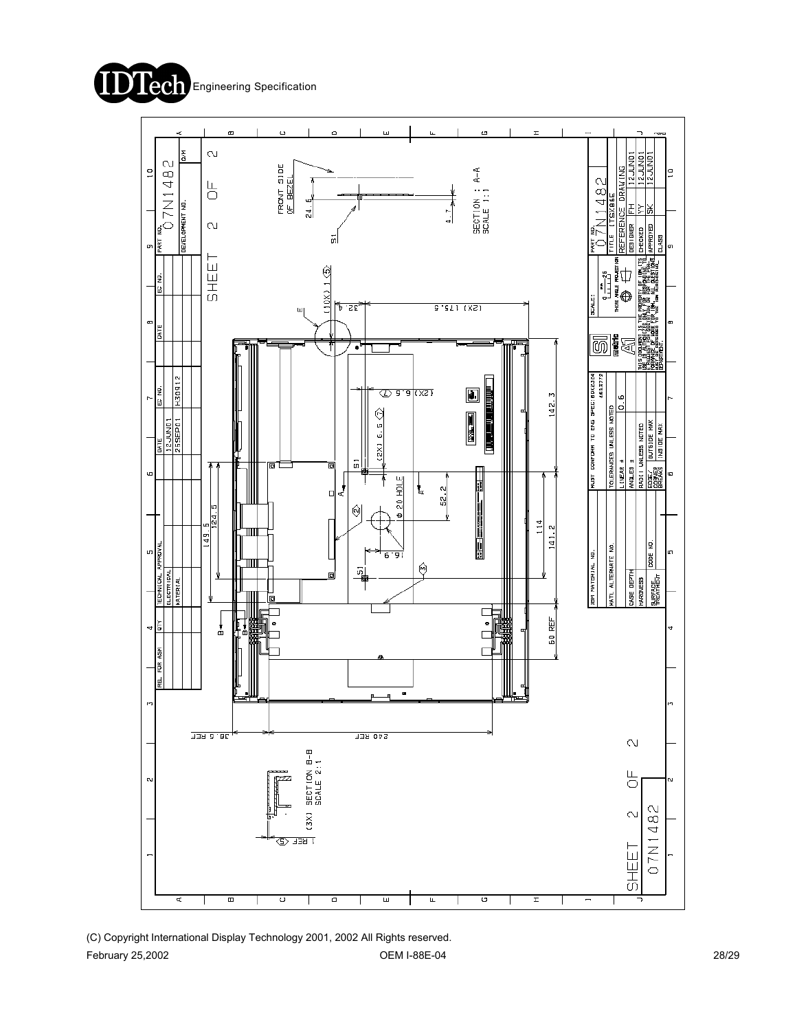SHEET 2 OF 2

PART NO. 07N1482

| REQ. FOR ASM | QTY | TECHNICAL APPROVAL | | DATE | EC NO. | DATE | EC NO. |
|---|---|---|---|---|---|---|---|
| | | ELECTRICAL | | 12JUN01 | | | |
| | | MATERIAL | | 25SEP01 | H30912 | | |

FRONT SIDE OF BEZEL

24.6

4.7

S1

SECTION : A-A
SCALE 1:1

(10X) 1 ⑤

E

32.4

(2X) 175.5

(2X) 6.5 ⑦

(2X) 6.5 ⑦

S1

φ 20 HOLE

16.9

52.2

②

③

S1

A

A

142.3

114

141.2

60 REF

149.5

124.5

B

B

38.6 REF

240 REF

(3X) SECTION B-B
SCALE 2:1

1 REF ⑤

| MUST CONFORM TO ENG SPEC: 6062324 / 4613772 | |
|---|---|
| TOLERANCES UNLESS NOTED | |
| LINEAR ± | 0.6 |
| ANGLES ± | |
| RADII UNLESS NOTED | |
| EDGES/CORNERS/BREAKS | OUTSIDE MAX / INSIDE MAX |

| IBM MATERIAL NO. | |
|---|---|
| MATL. ALTERNATE NO. | |
| CASE DEPTH | |
| HARDNESS | CODE NO. |
| SURFACE TREATMENT | |

SCALE:

THIRD ANGLE PROJECTION

THIS DOCUMENT IS THE PROPERTY OF IBM. ITS USE IS AUTHORIZED ONLY FOR RESPONDING TO A REQUEST FOR QUOTATION OR FOR THE PERFORMANCE OF WORK FOR IBM. ALL QUESTIONS MUST BE REFERRED TO THE IBM PURCHASING DEPARTMENT.

| PART NO. | 07N1482 |
|---|---|
| TITLE | ITSX86E |
| REFERENCE DRAWING | |
| DESIGNER | FH | 12JUN01 |
| CHECKED | YY | 12JUN01 |
| APPROVED | SK | 12JUN01 |
| CLASS | |

SHEET 2 OF 2
07N1482

(C) Copyright International Display Technology 2001, 2002 All Rights reserved.

February 25,2002 OEM I-88E-04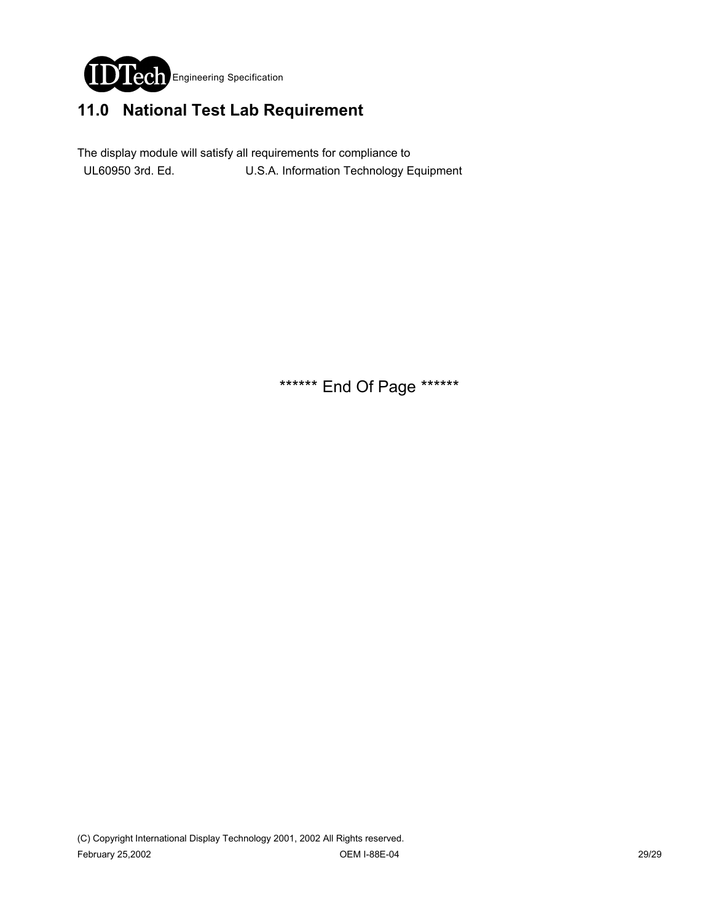## 11.0 National Test Lab Requirement

The display module will satisfy all requirements for compliance to

| | |
|---|---|
| UL60950 3rd. Ed. | U.S.A. Information Technology Equipment |

****** End Of Page ******

(C) Copyright International Display Technology 2001, 2002 All Rights reserved.